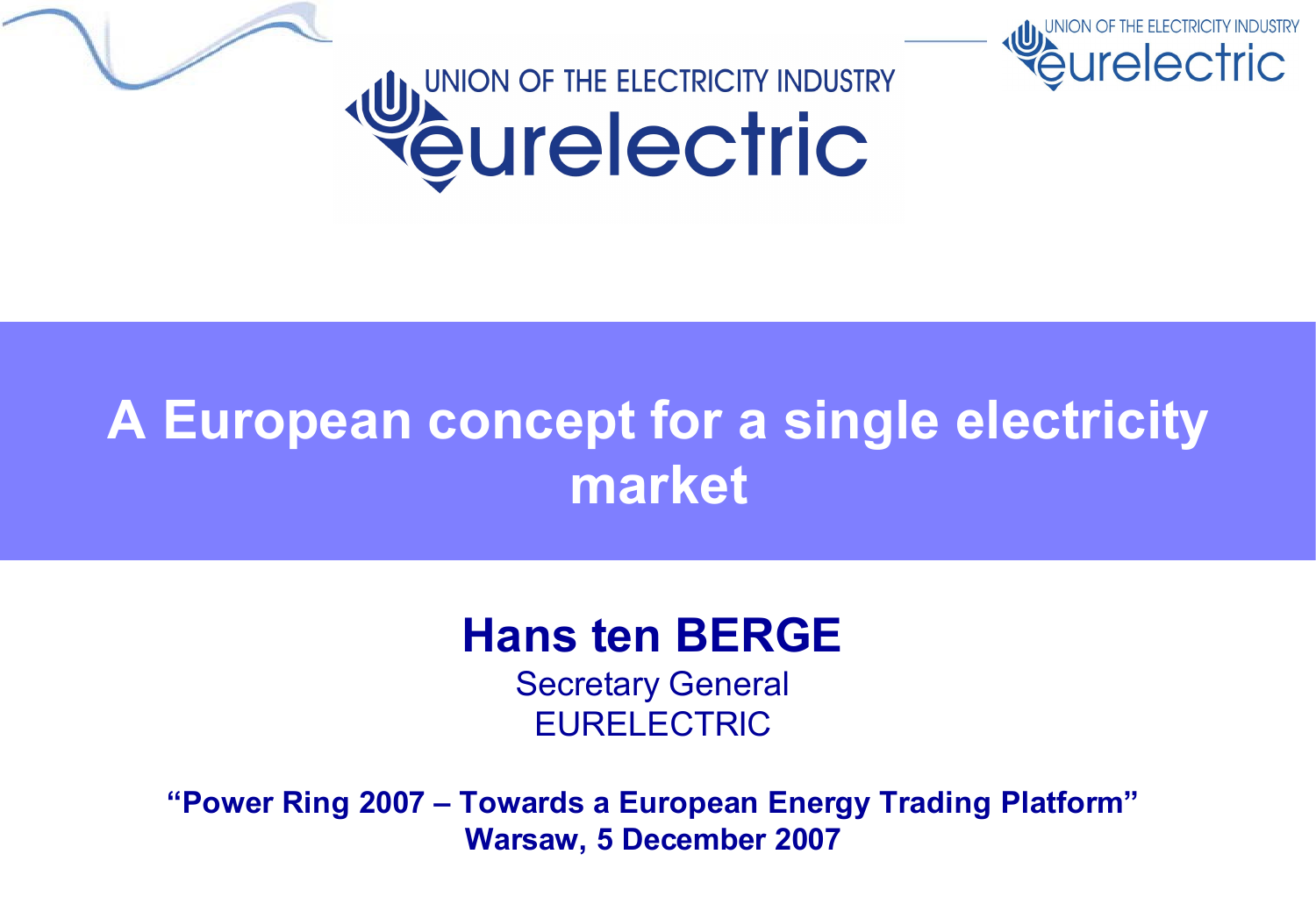UNION OF THE ELECTRICITY INDUSTRY
eurelectric

# A European concept for a single electricity market

**Hans ten BERGE**

Secretary General

EURELECTRIC

**“Power Ring 2007 – Towards a European Energy Trading Platform”**
**Warsaw, 5 December 2007**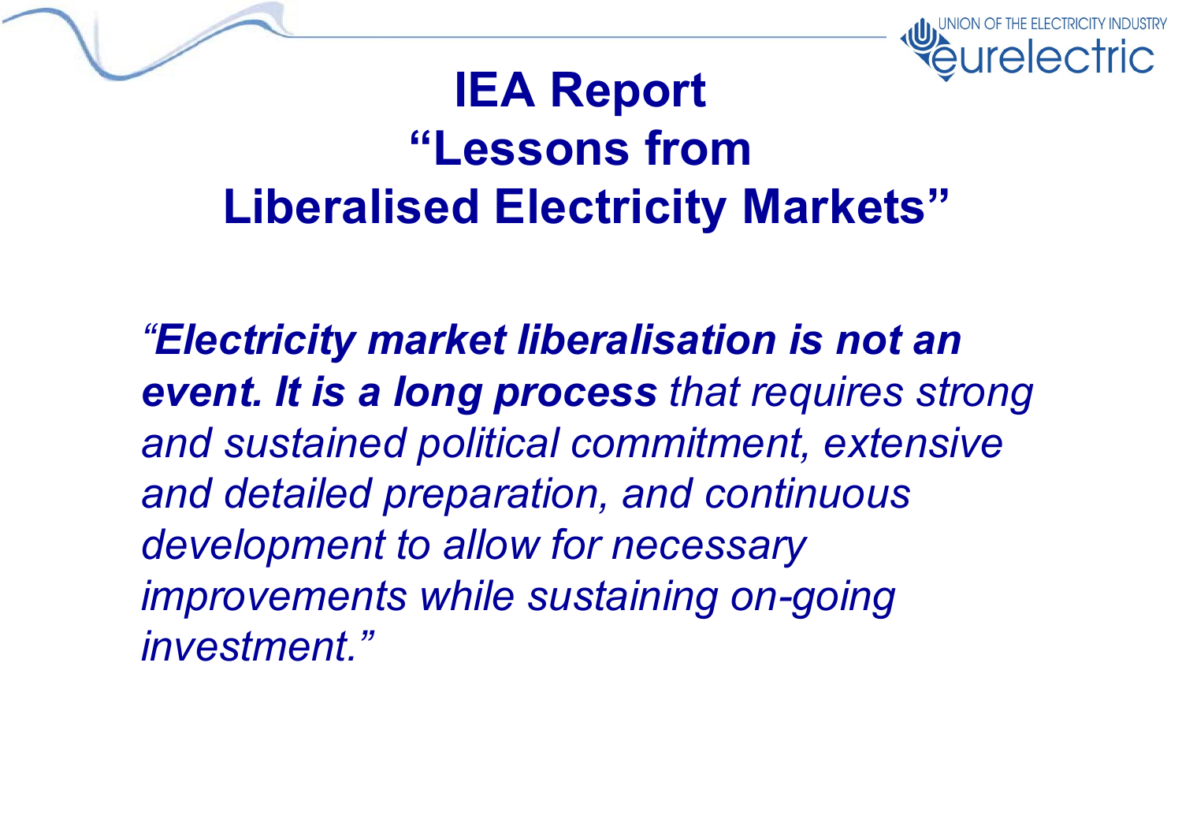# IEA Report "Lessons from Liberalised Electricity Markets"

*"**Electricity market liberalisation is not an event. It is a long process** that requires strong and sustained political commitment, extensive and detailed preparation, and continuous development to allow for necessary improvements while sustaining on-going investment."*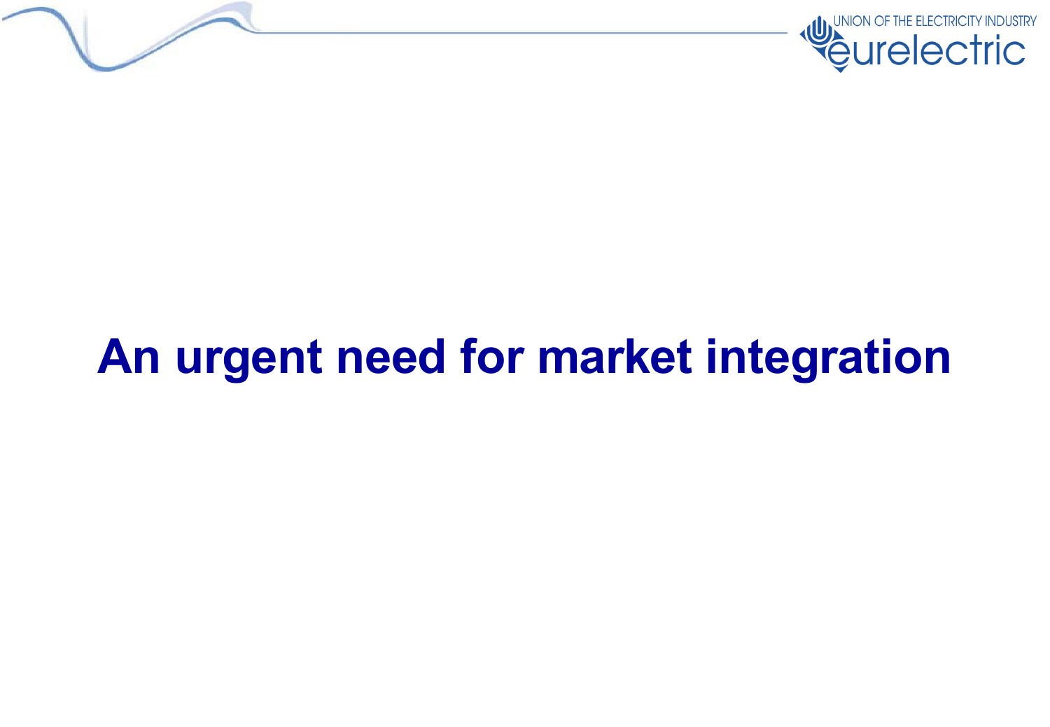# An urgent need for market integration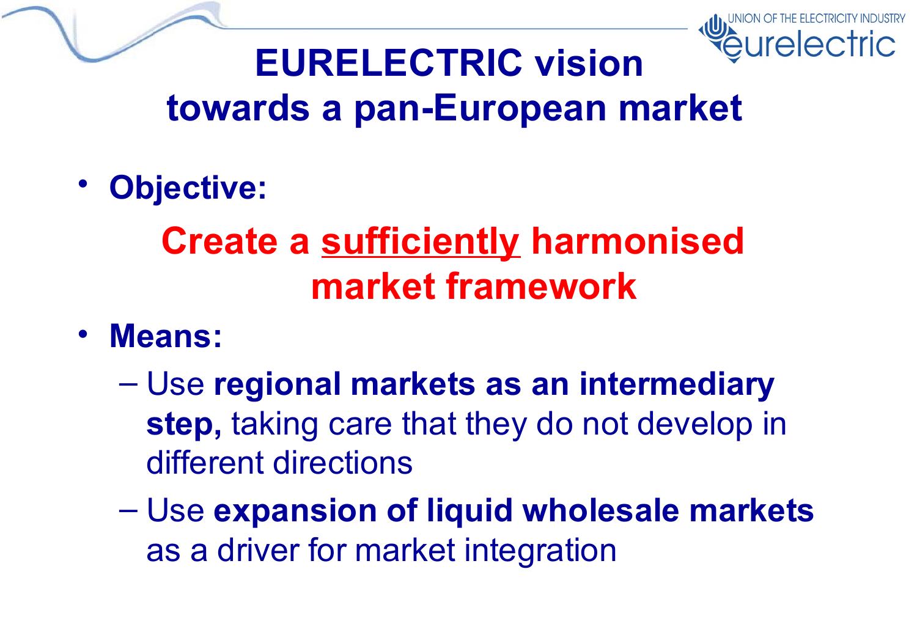# EURELECTRIC vision towards a pan-European market

- **Objective:**

  **Create a <u>sufficiently</u> harmonised market framework**

- **Means:**
  - Use **regional markets as an intermediary step,** taking care that they do not develop in different directions
  - Use **expansion of liquid wholesale markets** as a driver for market integration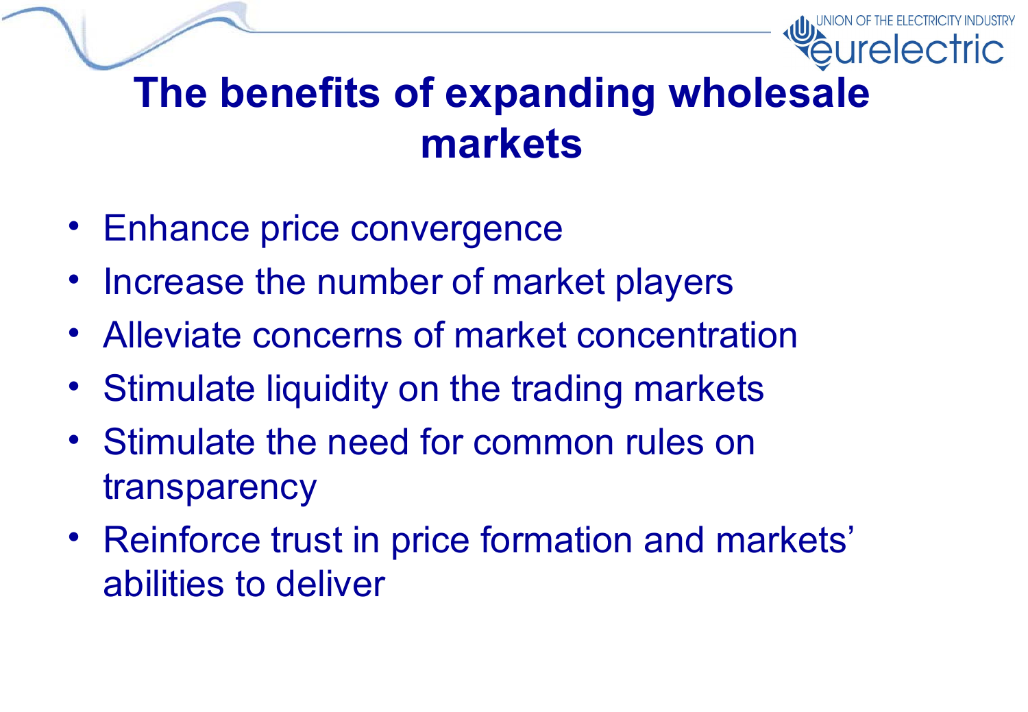# The benefits of expanding wholesale markets

- Enhance price convergence
- Increase the number of market players
- Alleviate concerns of market concentration
- Stimulate liquidity on the trading markets
- Stimulate the need for common rules on transparency
- Reinforce trust in price formation and markets' abilities to deliver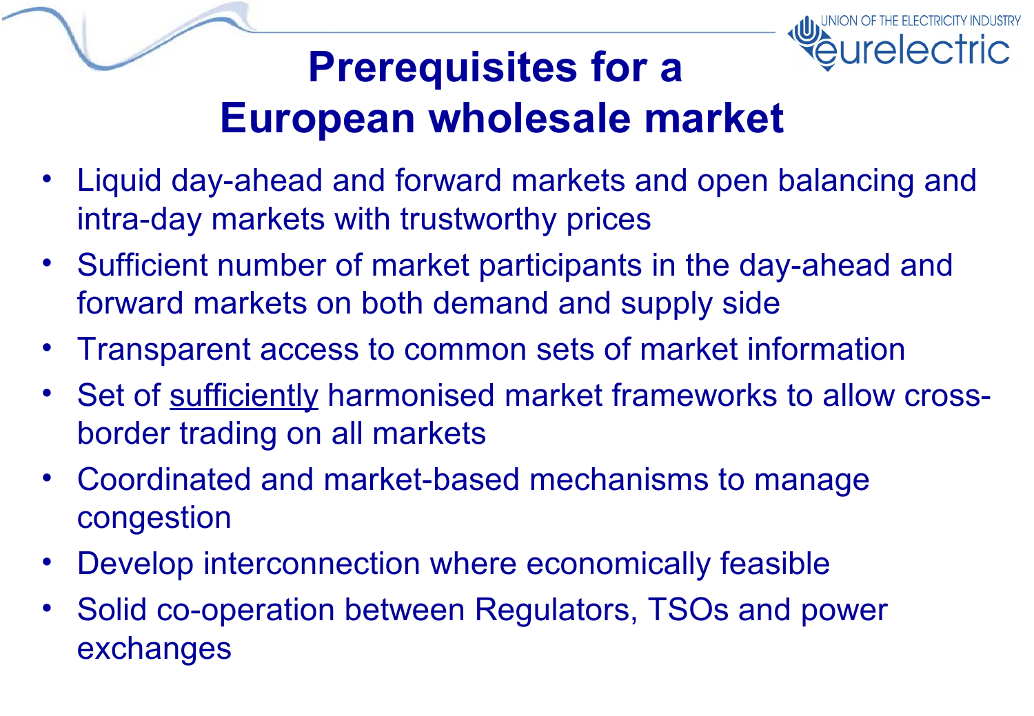# Prerequisites for a European wholesale market

- Liquid day-ahead and forward markets and open balancing and intra-day markets with trustworthy prices
- Sufficient number of market participants in the day-ahead and forward markets on both demand and supply side
- Transparent access to common sets of market information
- Set of <u>sufficiently</u> harmonised market frameworks to allow cross-border trading on all markets
- Coordinated and market-based mechanisms to manage congestion
- Develop interconnection where economically feasible
- Solid co-operation between Regulators, TSOs and power exchanges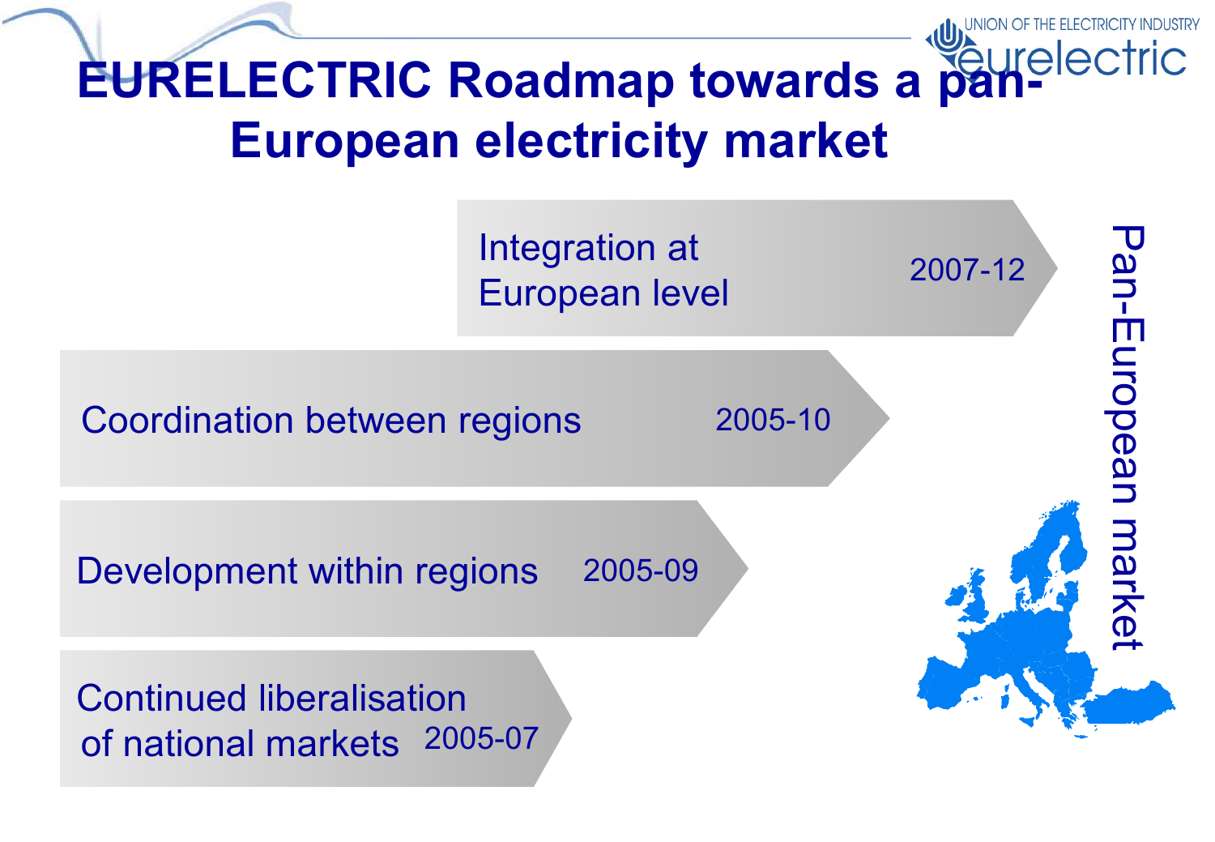# EURELECTRIC Roadmap towards a pan-European electricity market

- Integration at European level — 2007-12
- Coordination between regions — 2005-10
- Development within regions — 2005-09
- Continued liberalisation of national markets — 2005-07

Pan-European market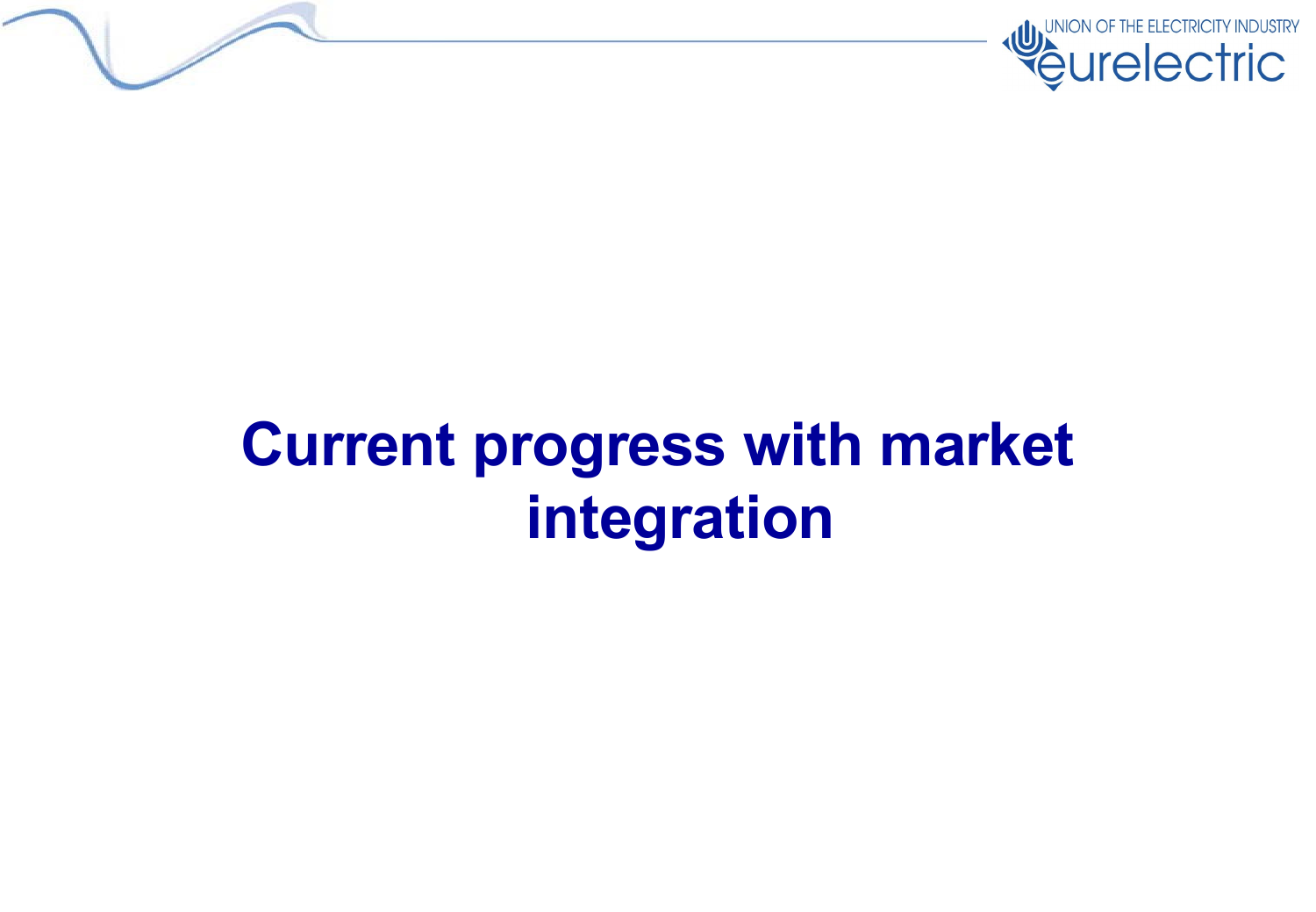# Current progress with market integration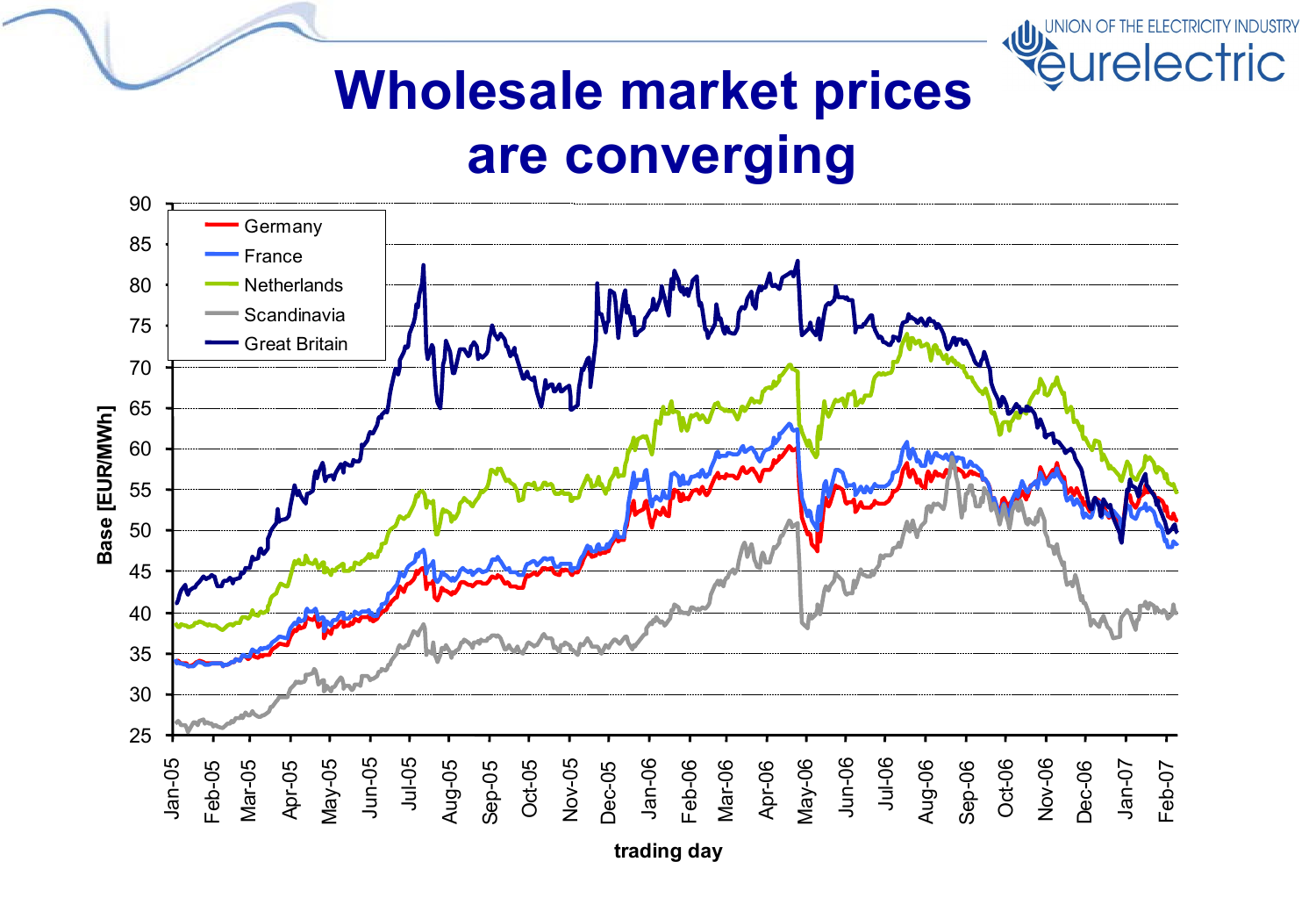# Wholesale market prices are converging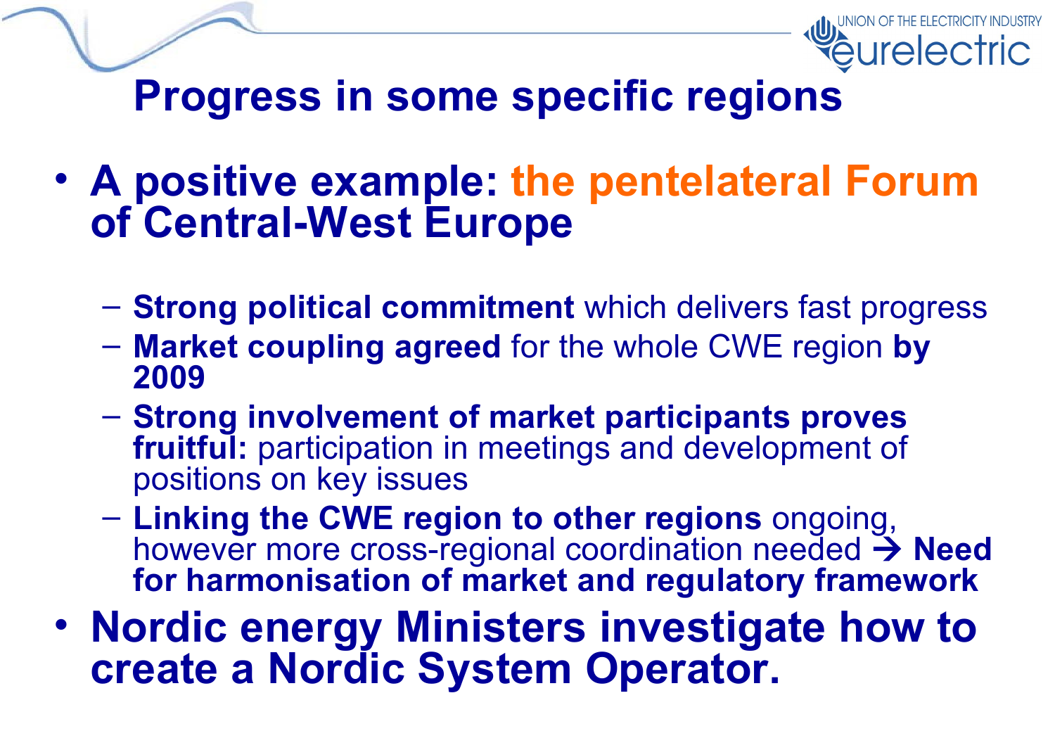# Progress in some specific regions

- **A positive example: the pentelateral Forum of Central-West Europe**
  - **Strong political commitment** which delivers fast progress
  - **Market coupling agreed** for the whole CWE region **by 2009**
  - **Strong involvement of market participants proves fruitful:** participation in meetings and development of positions on key issues
  - **Linking the CWE region to other regions** ongoing, however more cross-regional coordination needed → **Need for harmonisation of market and regulatory framework**
- **Nordic energy Ministers investigate how to create a Nordic System Operator.**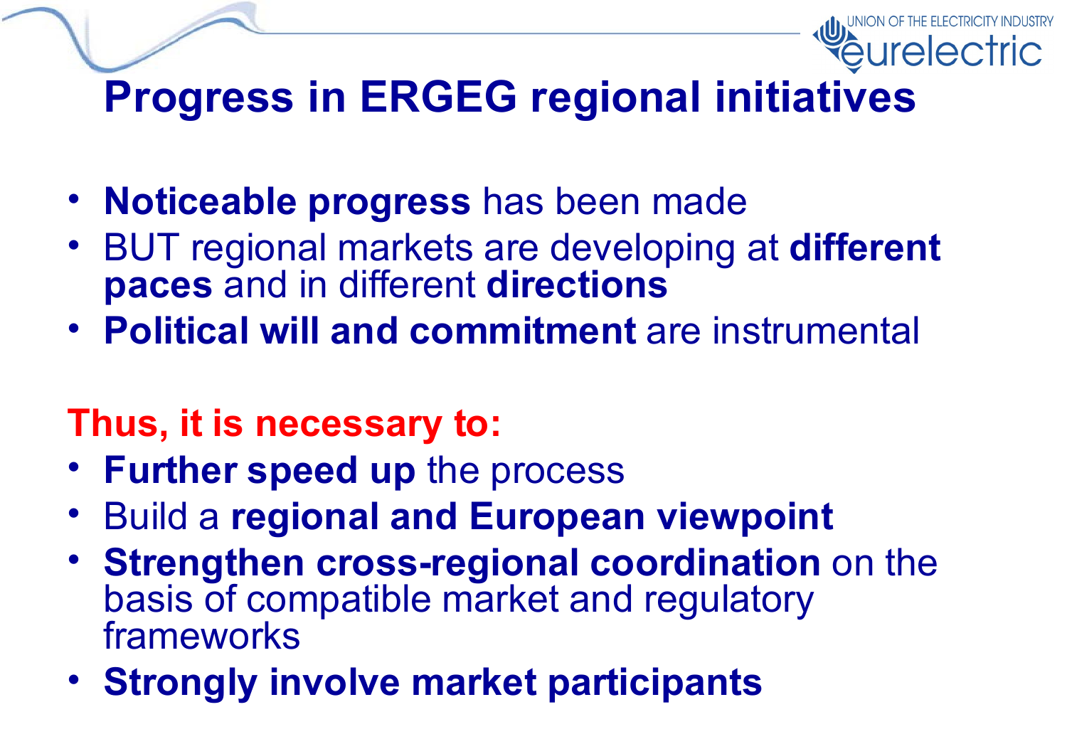# Progress in ERGEG regional initiatives

- **Noticeable progress** has been made
- BUT regional markets are developing at **different paces** and in different **directions**
- **Political will and commitment** are instrumental

**Thus, it is necessary to:**

- **Further speed up** the process
- Build a **regional and European viewpoint**
- **Strengthen cross-regional coordination** on the basis of compatible market and regulatory frameworks
- **Strongly involve market participants**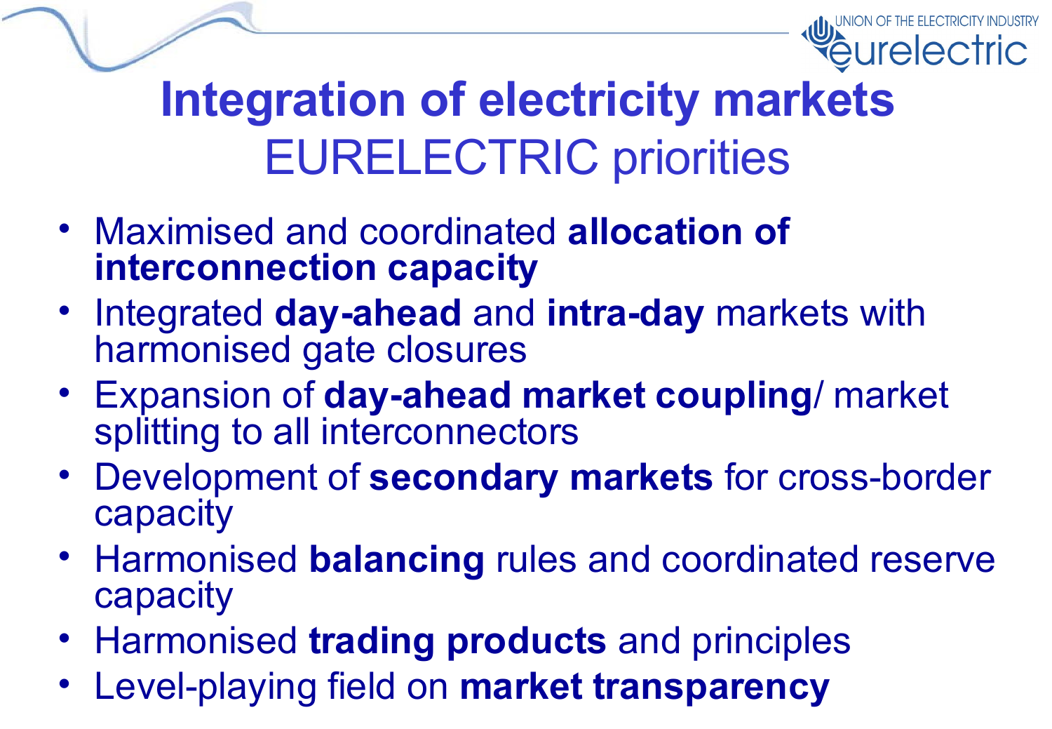# Integration of electricity markets
## EURELECTRIC priorities

- Maximised and coordinated **allocation of interconnection capacity**
- Integrated **day-ahead** and **intra-day** markets with harmonised gate closures
- Expansion of **day-ahead market coupling**/ market splitting to all interconnectors
- Development of **secondary markets** for cross-border capacity
- Harmonised **balancing** rules and coordinated reserve capacity
- Harmonised **trading products** and principles
- Level-playing field on **market transparency**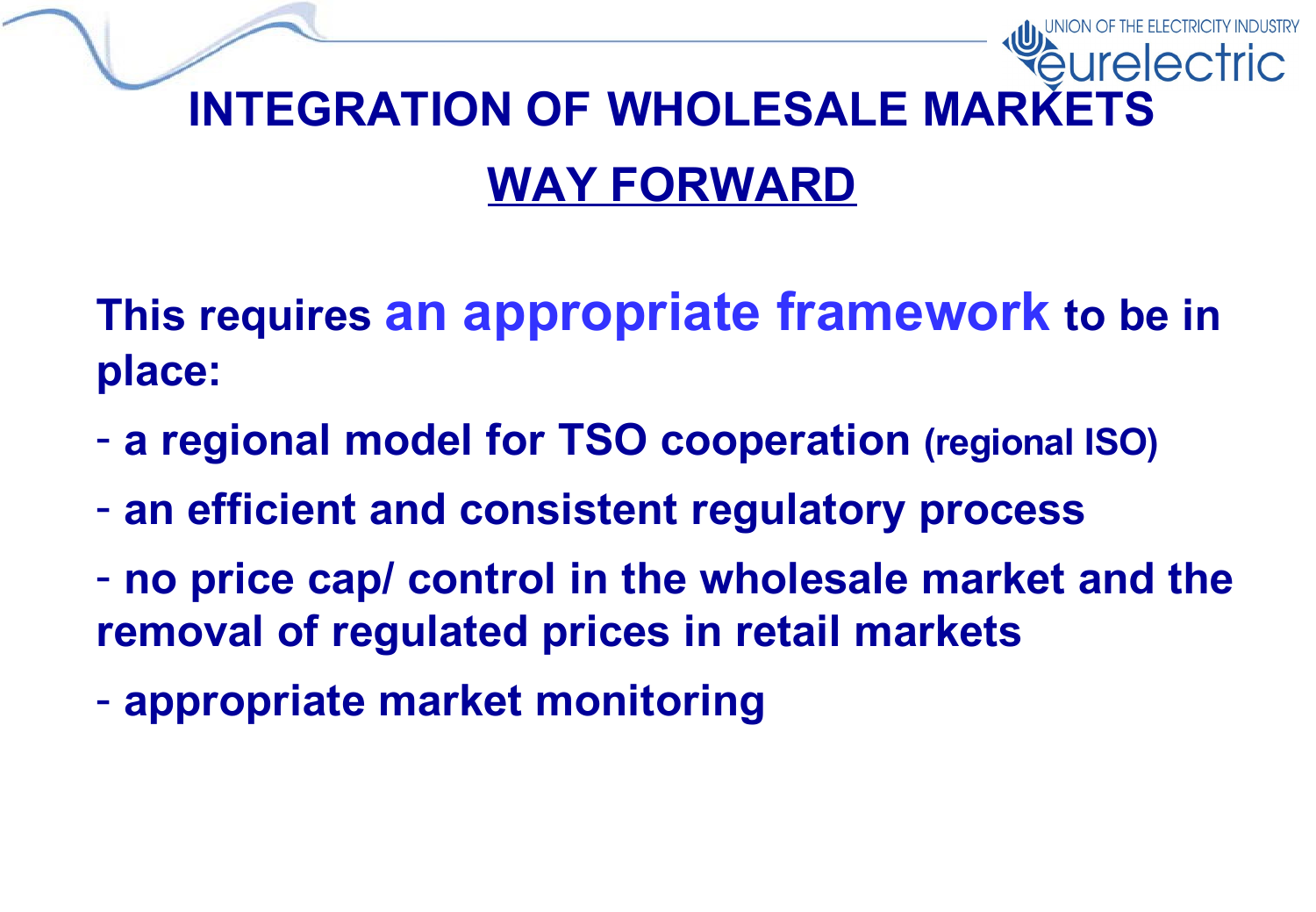# INTEGRATION OF WHOLESALE MARKETS

## WAY FORWARD

**This requires an appropriate framework to be in place:**

- **a regional model for TSO cooperation (regional ISO)**
- **an efficient and consistent regulatory process**
- **no price cap/ control in the wholesale market and the removal of regulated prices in retail markets**
- **appropriate market monitoring**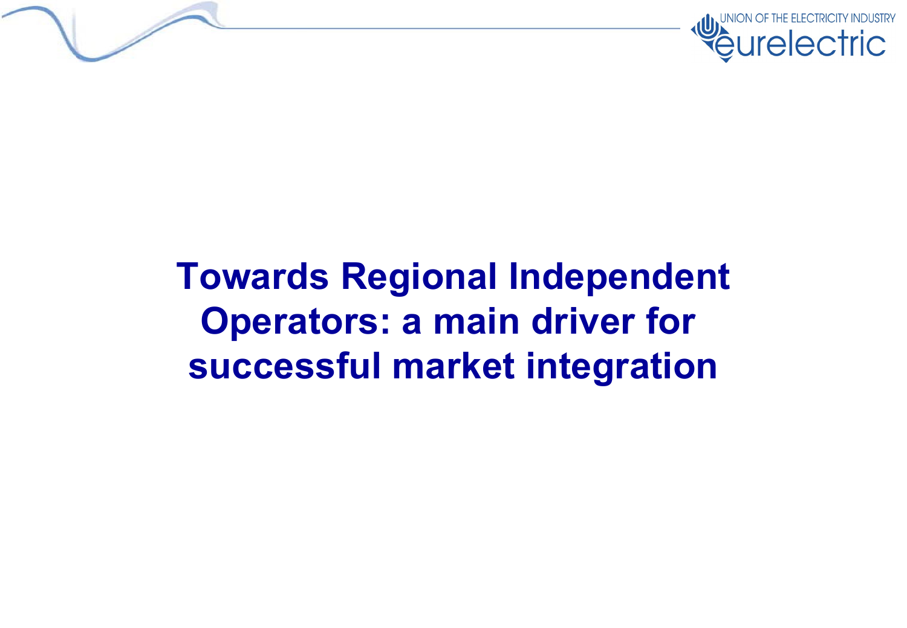# Towards Regional Independent Operators: a main driver for successful market integration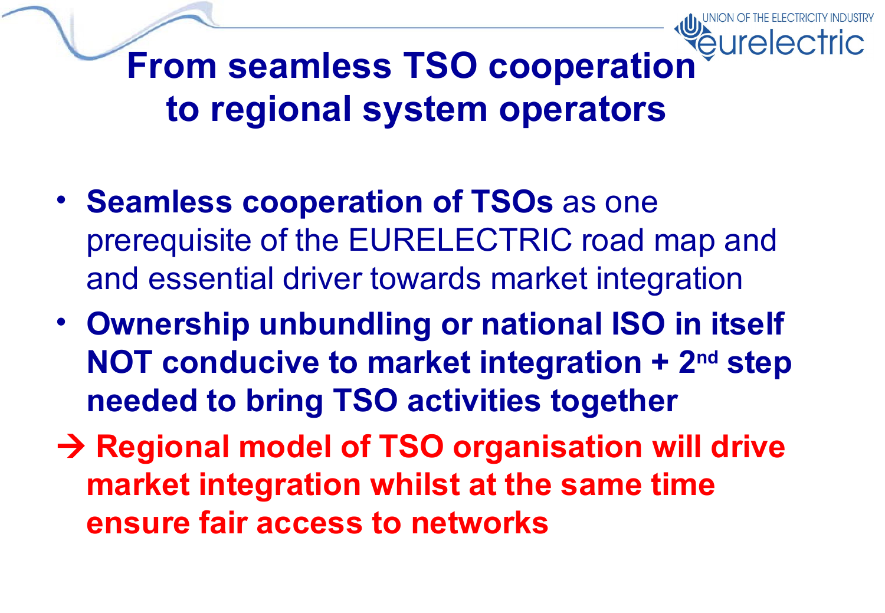# From seamless TSO cooperation to regional system operators

- **Seamless cooperation of TSOs** as one prerequisite of the EURELECTRIC road map and and essential driver towards market integration
- **Ownership unbundling or national ISO in itself NOT conducive to market integration + 2nd step needed to bring TSO activities together**

→ **Regional model of TSO organisation will drive market integration whilst at the same time ensure fair access to networks**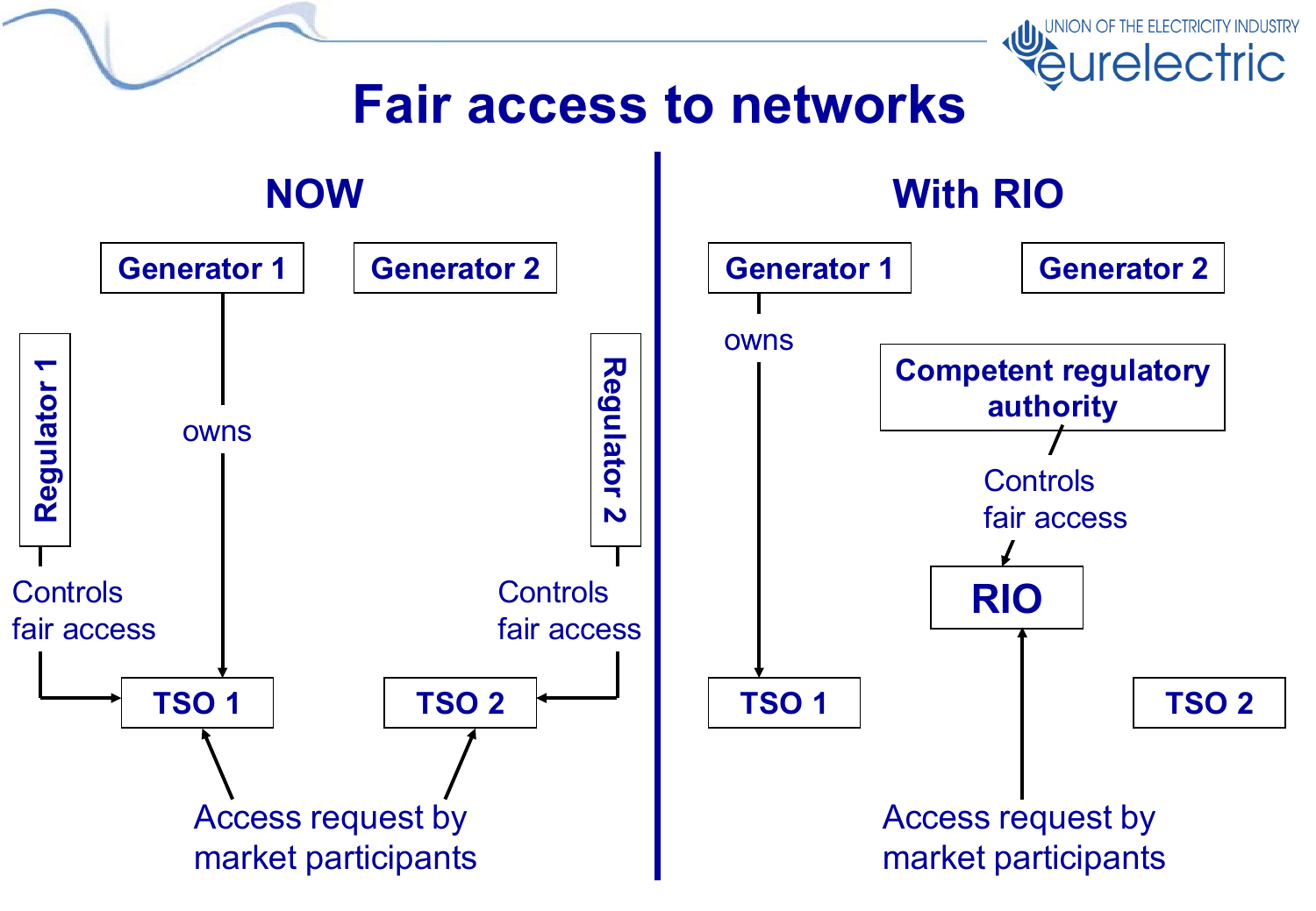# Fair access to networks

## NOW

Generator 1 — owns → TSO 1

Generator 2

Regulator 1 — Controls fair access → TSO 1

Regulator 2 — Controls fair access → TSO 2

Access request by market participants → TSO 1, TSO 2

## With RIO

Generator 1 — owns → TSO 1

Generator 2

Competent regulatory authority — Controls fair access → RIO

TSO 2

Access request by market participants → RIO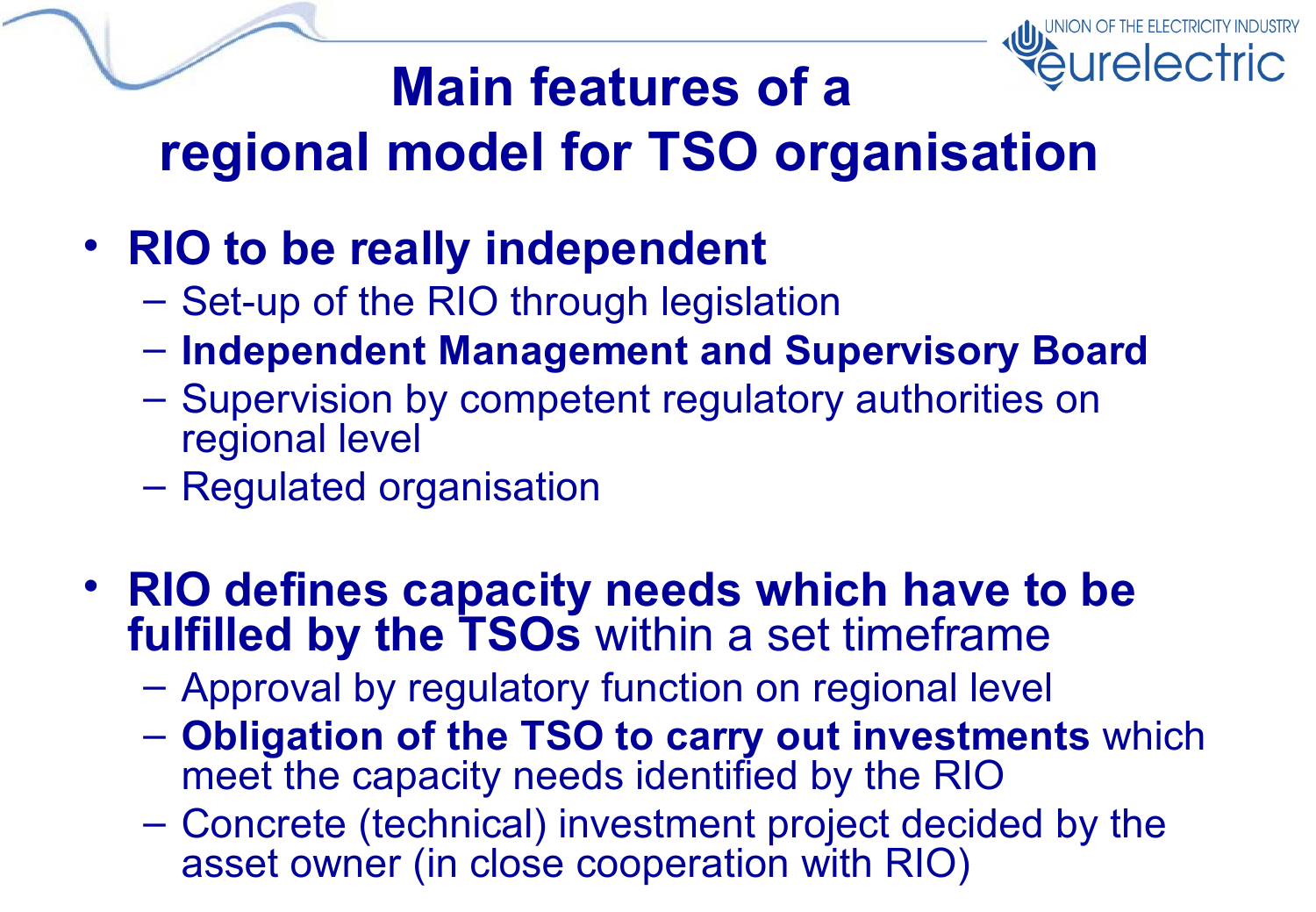# Main features of a regional model for TSO organisation

- **RIO to be really independent**
  - Set-up of the RIO through legislation
  - **Independent Management and Supervisory Board**
  - Supervision by competent regulatory authorities on regional level
  - Regulated organisation

- **RIO defines capacity needs which have to be fulfilled by the TSOs** within a set timeframe
  - Approval by regulatory function on regional level
  - **Obligation of the TSO to carry out investments** which meet the capacity needs identified by the RIO
  - Concrete (technical) investment project decided by the asset owner (in close cooperation with RIO)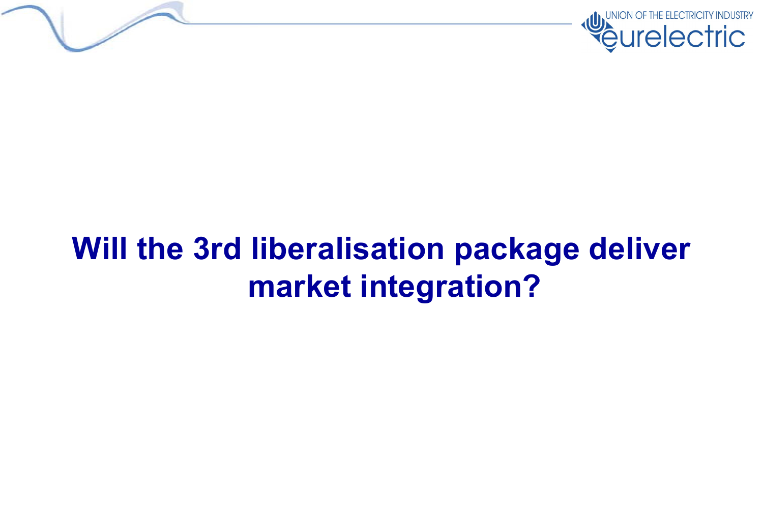# Will the 3rd liberalisation package deliver market integration?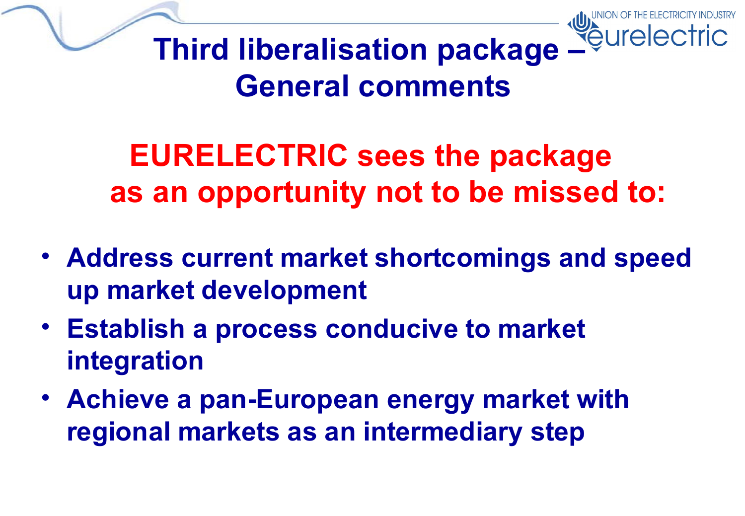# Third liberalisation package – General comments

## EURELECTRIC sees the package as an opportunity not to be missed to:

- **Address current market shortcomings and speed up market development**
- **Establish a process conducive to market integration**
- **Achieve a pan-European energy market with regional markets as an intermediary step**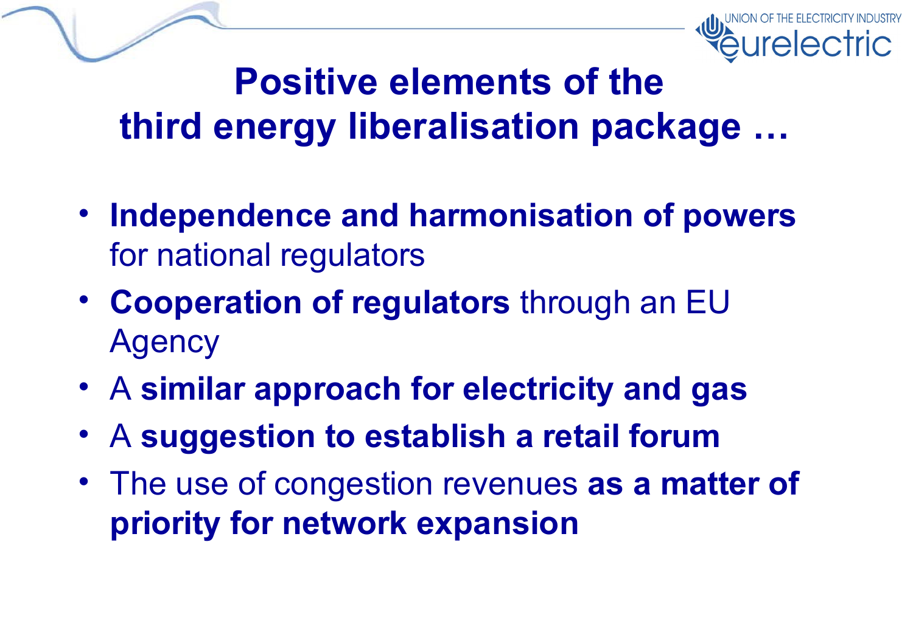# Positive elements of the third energy liberalisation package …

- **Independence and harmonisation of powers** for national regulators
- **Cooperation of regulators** through an EU Agency
- A **similar approach for electricity and gas**
- A **suggestion to establish a retail forum**
- The use of congestion revenues **as a matter of priority for network expansion**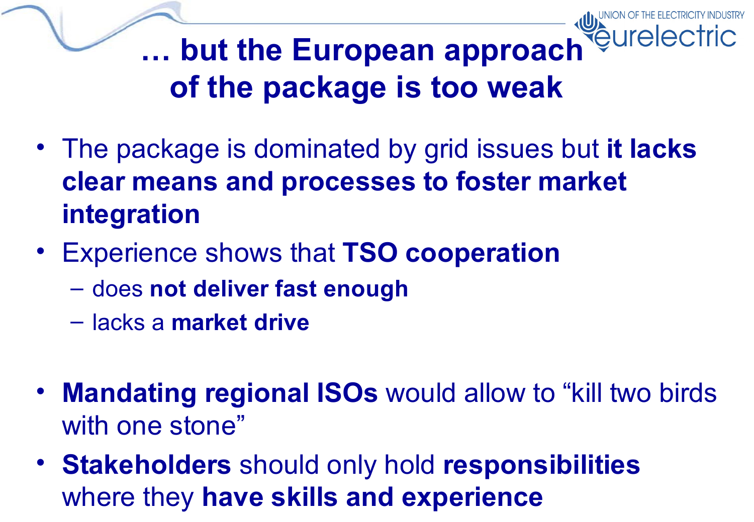# … but the European approach of the package is too weak

- The package is dominated by grid issues but **it lacks clear means and processes to foster market integration**
- Experience shows that **TSO cooperation**
  - does **not deliver fast enough**
  - lacks a **market drive**
- **Mandating regional ISOs** would allow to "kill two birds with one stone"
- **Stakeholders** should only hold **responsibilities** where they **have skills and experience**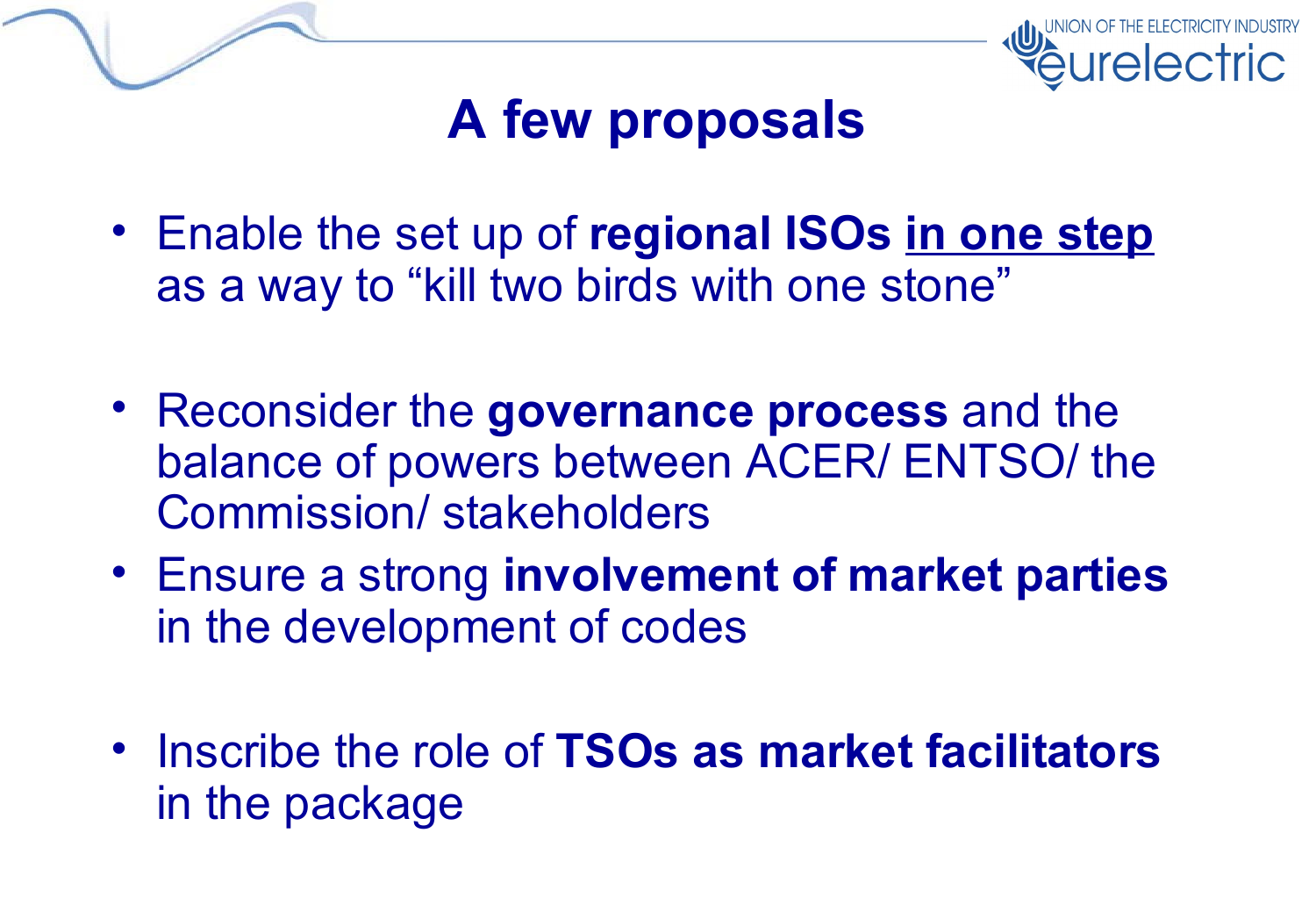# A few proposals

- Enable the set up of **regional ISOs** **<u>in one step</u>** as a way to "kill two birds with one stone"
- Reconsider the **governance process** and the balance of powers between ACER/ ENTSO/ the Commission/ stakeholders
- Ensure a strong **involvement of market parties** in the development of codes
- Inscribe the role of **TSOs as market facilitators** in the package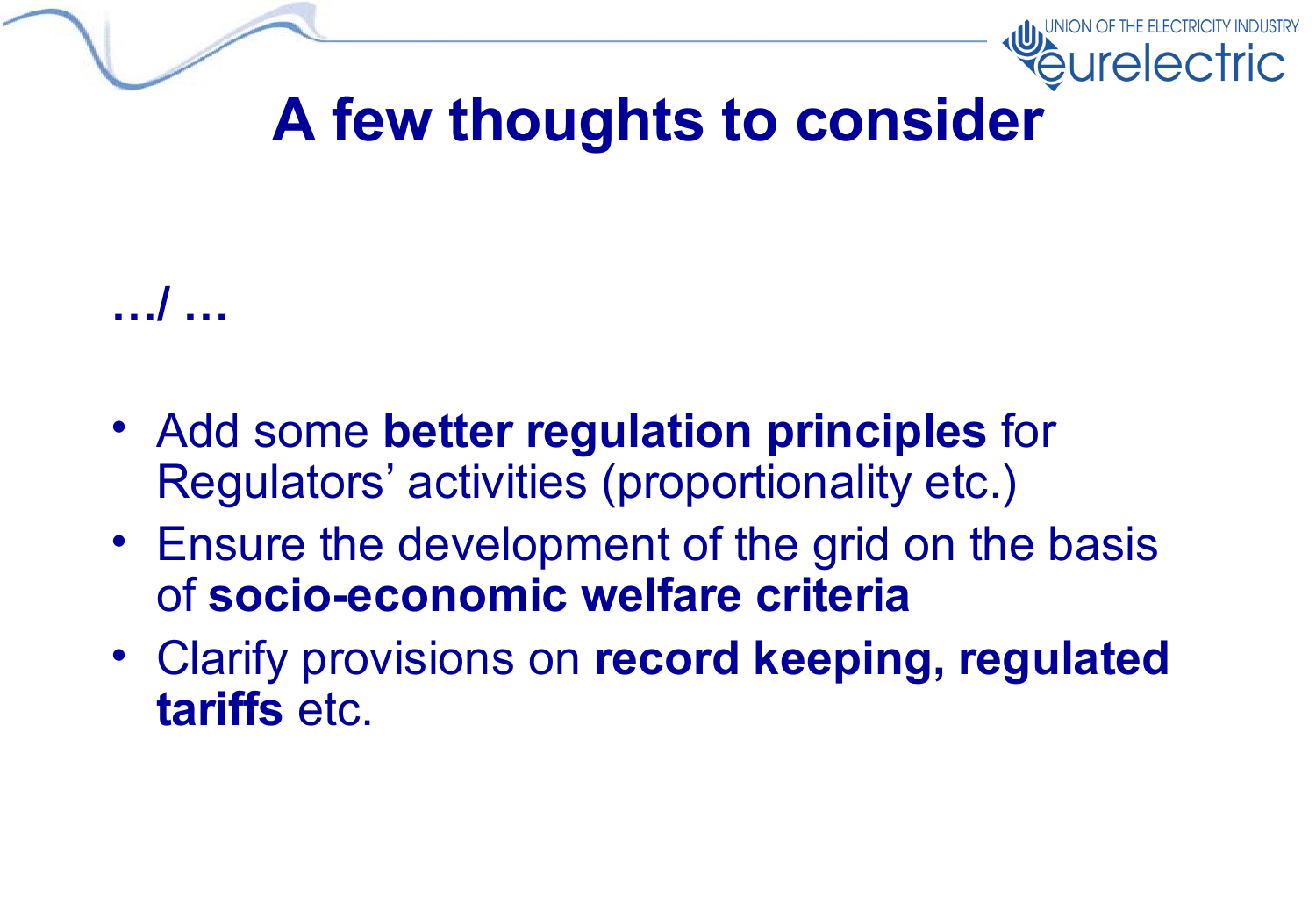# A few thoughts to consider

**…/ …**

- Add some **better regulation principles** for Regulators' activities (proportionality etc.)
- Ensure the development of the grid on the basis of **socio-economic welfare criteria**
- Clarify provisions on **record keeping, regulated tariffs** etc.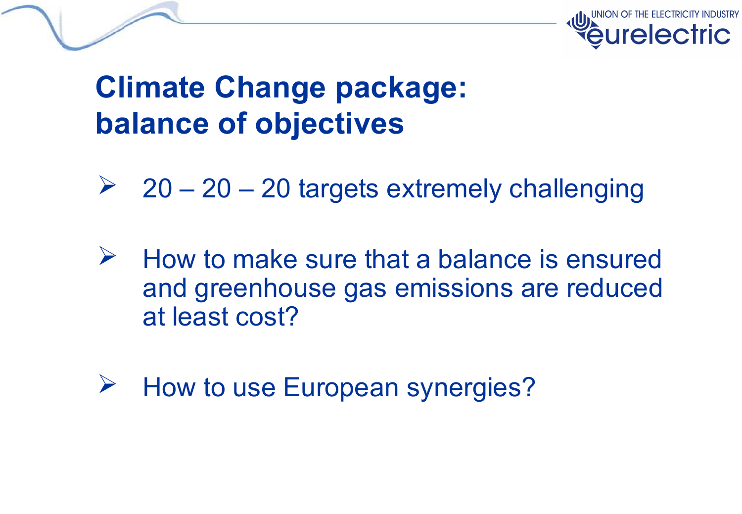# Climate Change package: balance of objectives

- 20 – 20 – 20 targets extremely challenging
- How to make sure that a balance is ensured and greenhouse gas emissions are reduced at least cost?
- How to use European synergies?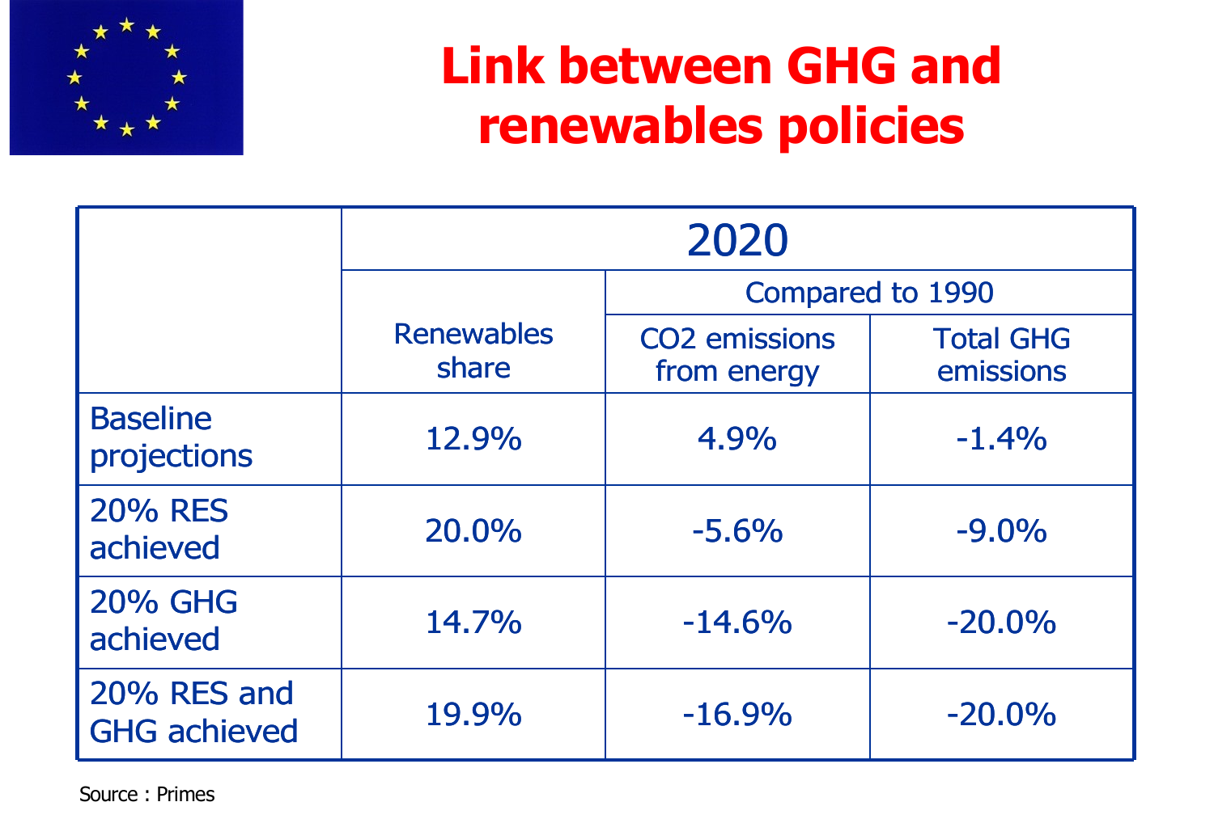# Link between GHG and renewables policies

| | 2020 | | |
|---|---|---|---|
| | Renewables share | Compared to 1990 | |
| | | $CO_2$ emissions from energy | Total GHG emissions |
| Baseline projections | 12.9% | 4.9% | -1.4% |
| 20% RES achieved | 20.0% | -5.6% | -9.0% |
| 20% GHG achieved | 14.7% | -14.6% | -20.0% |
| 20% RES and GHG achieved | 19.9% | -16.9% | -20.0% |

Source : Primes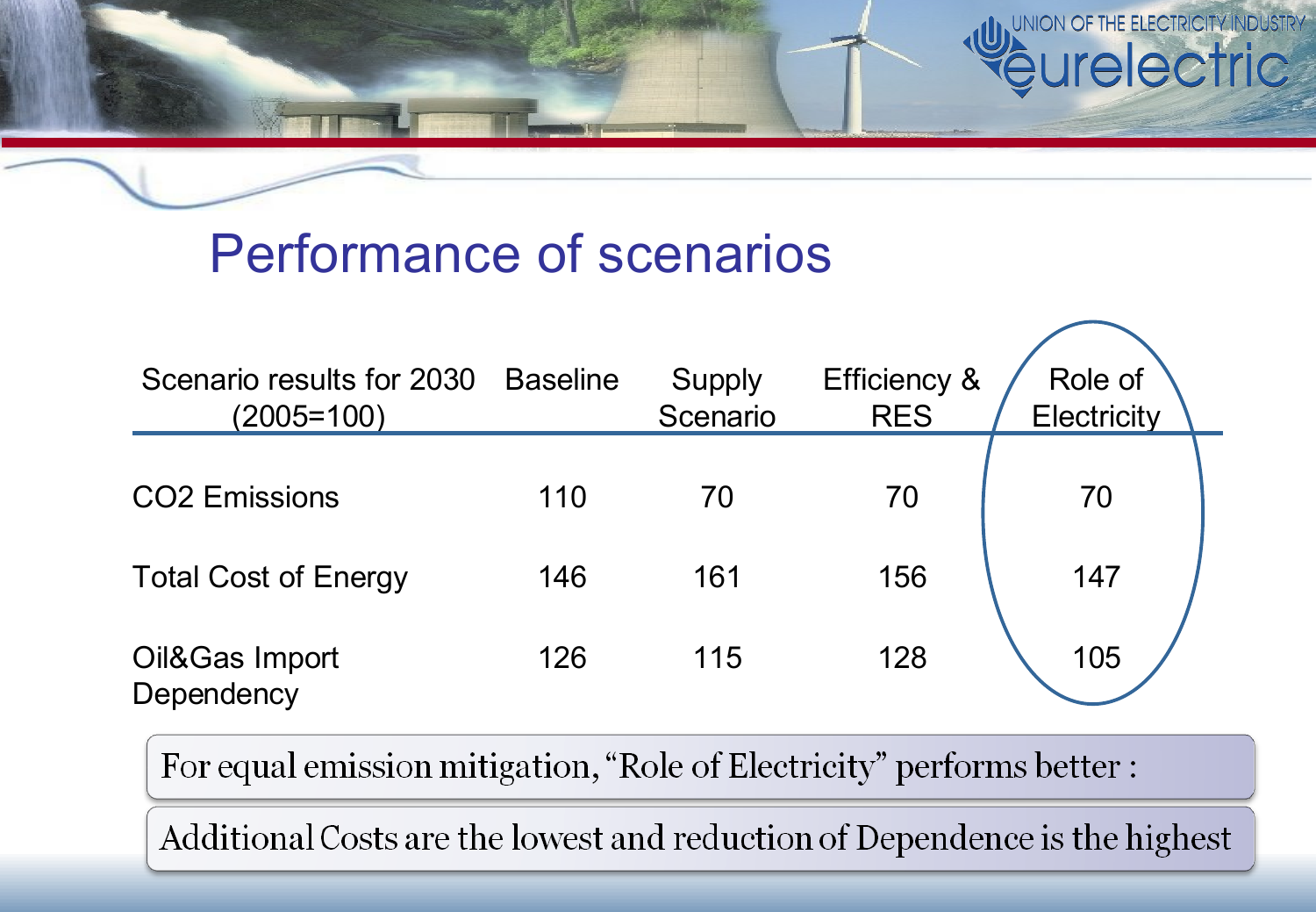# Performance of scenarios

| Scenario results for 2030 (2005=100) | Baseline | Supply Scenario | Efficiency & RES | Role of Electricity |
|---|---|---|---|---|
| $CO_2$ Emissions | 110 | 70 | 70 | 70 |
| Total Cost of Energy | 146 | 161 | 156 | 147 |
| Oil&Gas Import Dependency | 126 | 115 | 128 | 105 |

For equal emission mitigation, "Role of Electricity" performs better :

Additional Costs are the lowest and reduction of Dependence is the highest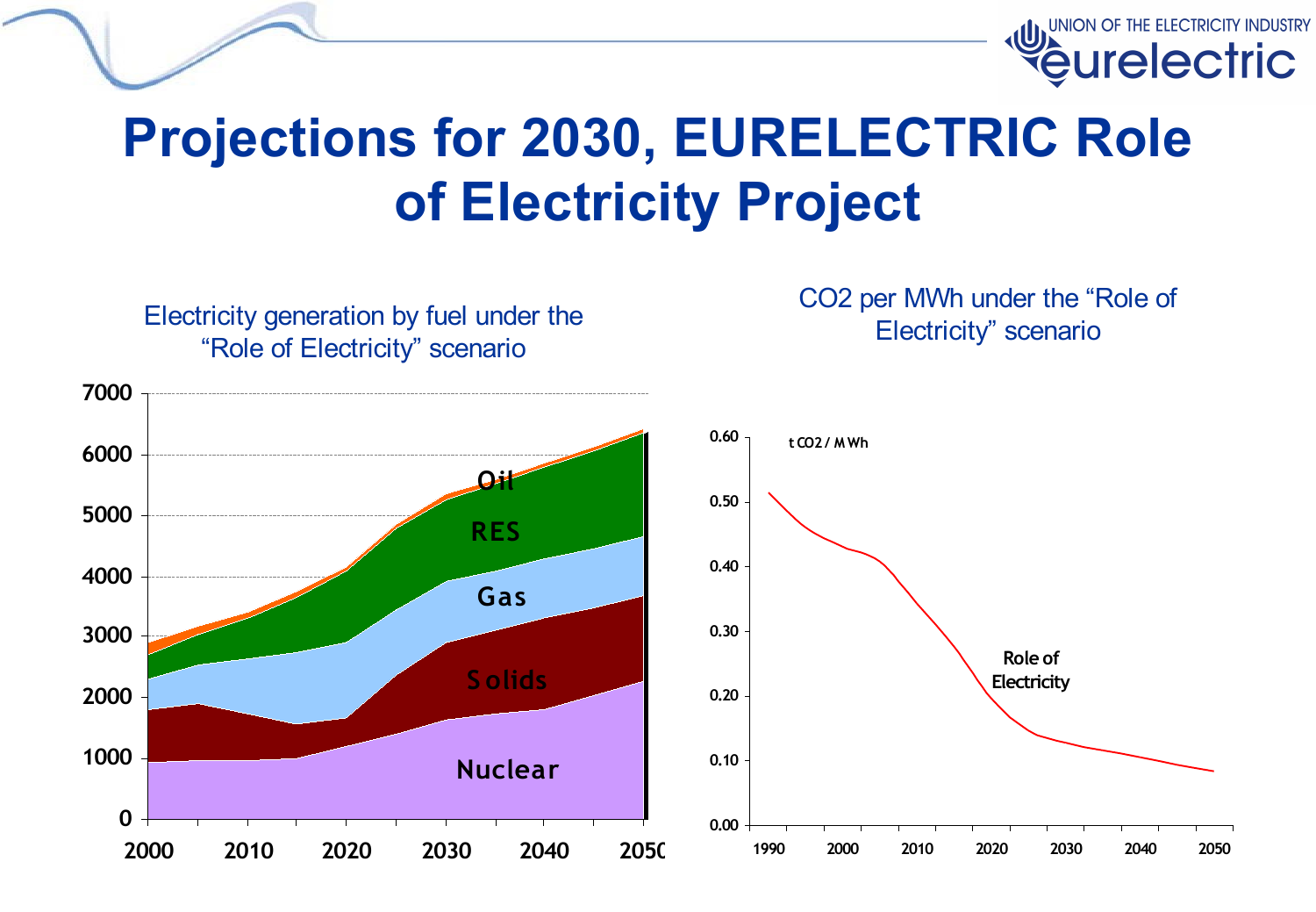# Projections for 2030, EURELECTRIC Role of Electricity Project

Electricity generation by fuel under the "Role of Electricity" scenario

CO2 per MWh under the "Role of Electricity" scenario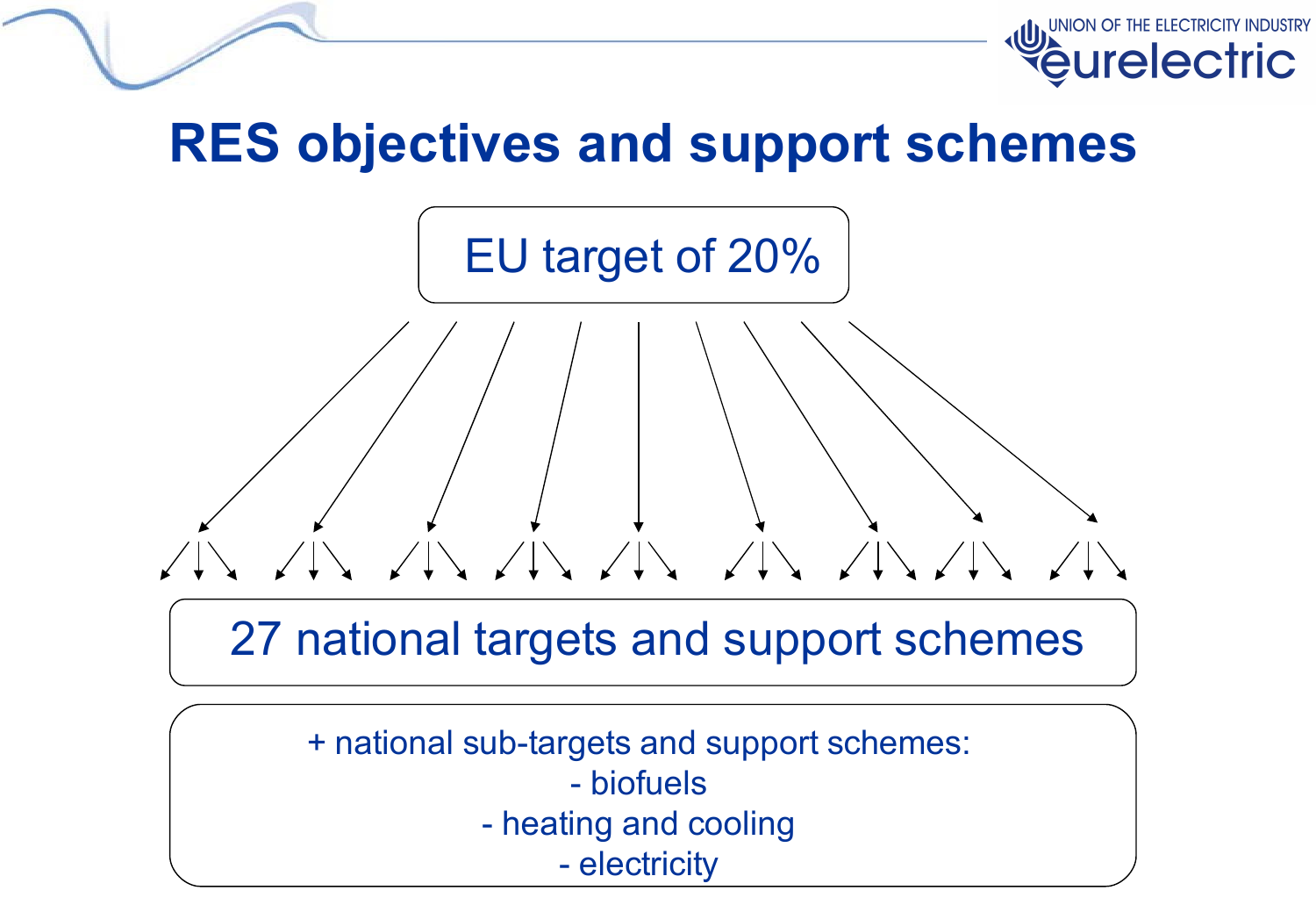# RES objectives and support schemes

EU target of 20%

27 national targets and support schemes

+ national sub-targets and support schemes:
- biofuels
- heating and cooling
- electricity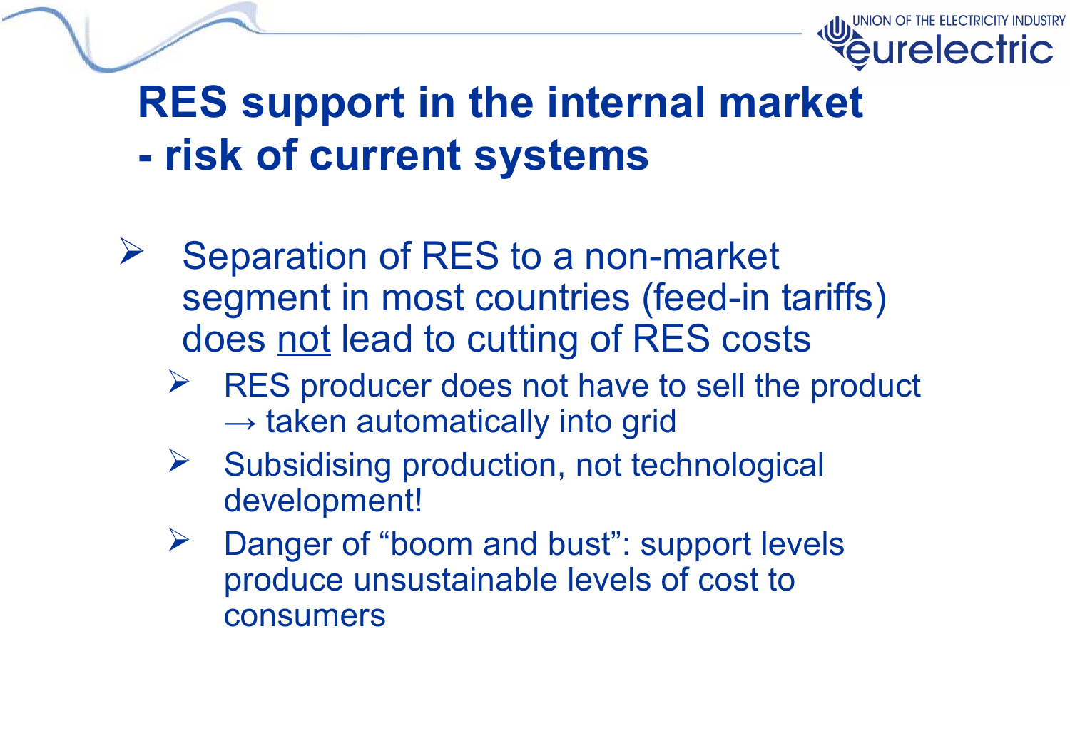# RES support in the internal market - risk of current systems

- Separation of RES to a non-market segment in most countries (feed-in tariffs) does <u>not</u> lead to cutting of RES costs
  - RES producer does not have to sell the product → taken automatically into grid
  - Subsidising production, not technological development!
  - Danger of "boom and bust": support levels produce unsustainable levels of cost to consumers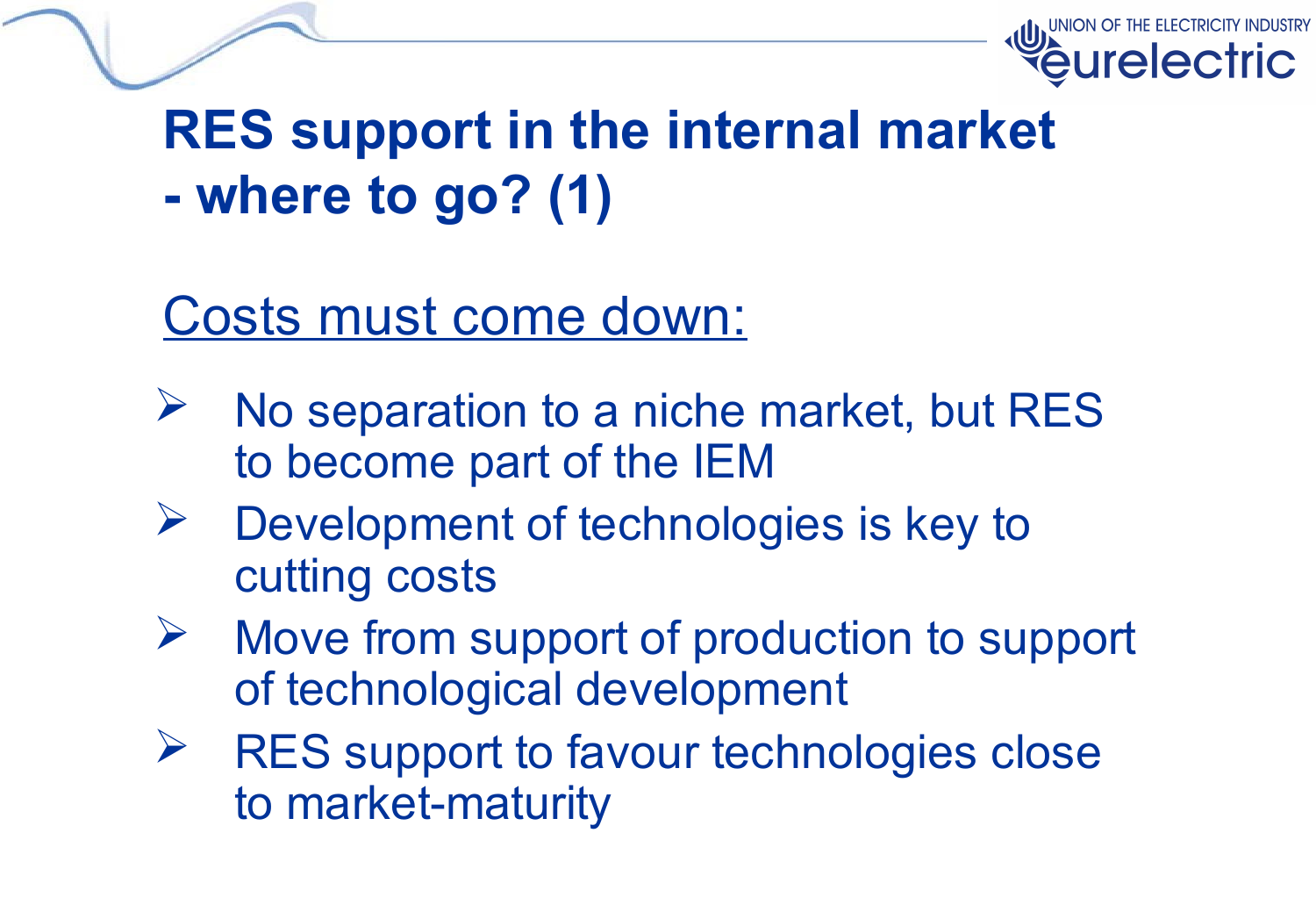# RES support in the internal market - where to go? (1)

Costs must come down:

- No separation to a niche market, but RES to become part of the IEM
- Development of technologies is key to cutting costs
- Move from support of production to support of technological development
- RES support to favour technologies close to market-maturity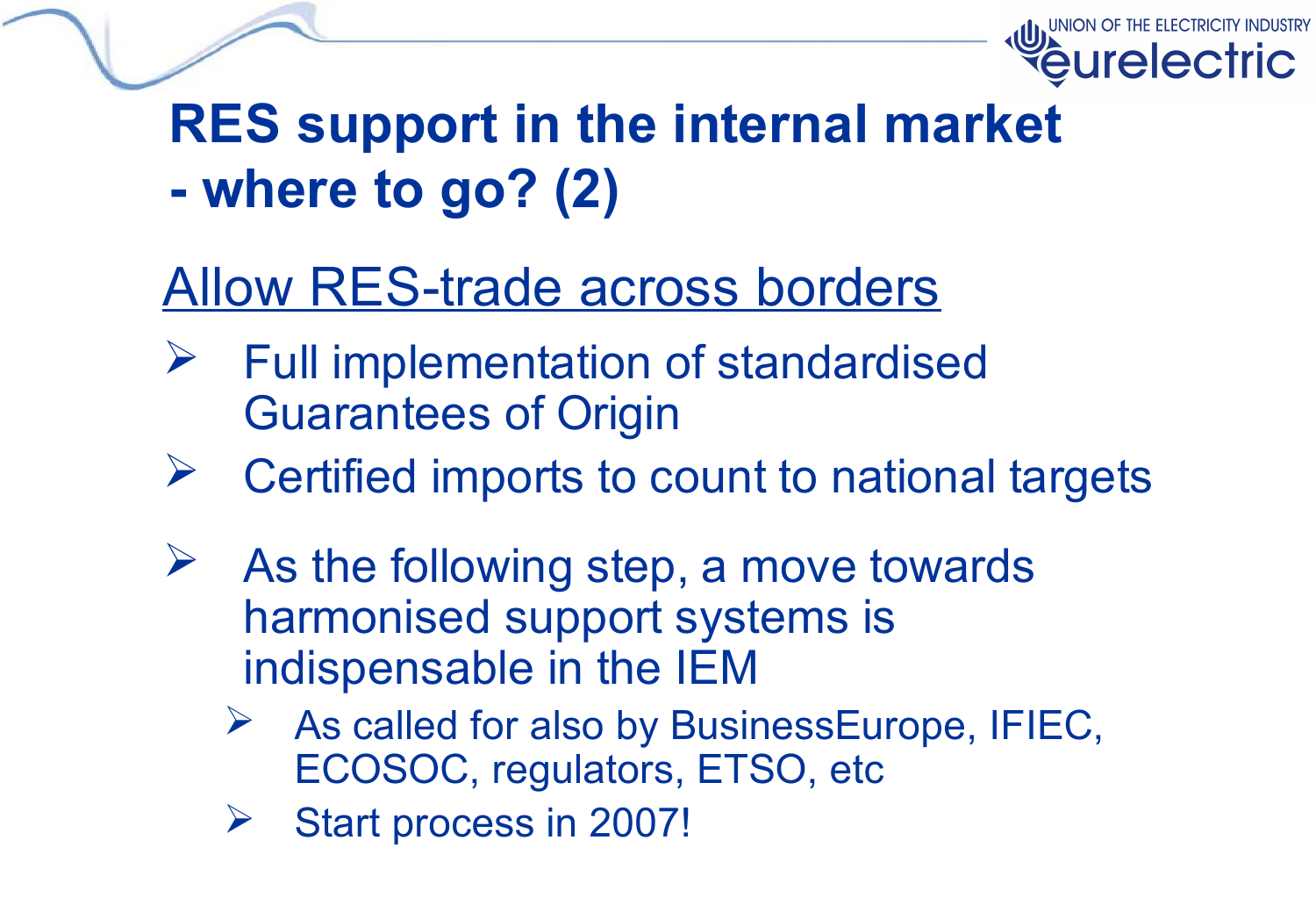# RES support in the internal market - where to go? (2)

## Allow RES-trade across borders

- Full implementation of standardised Guarantees of Origin
- Certified imports to count to national targets
- As the following step, a move towards harmonised support systems is indispensable in the IEM
  - As called for also by BusinessEurope, IFIEC, ECOSOC, regulators, ETSO, etc
  - Start process in 2007!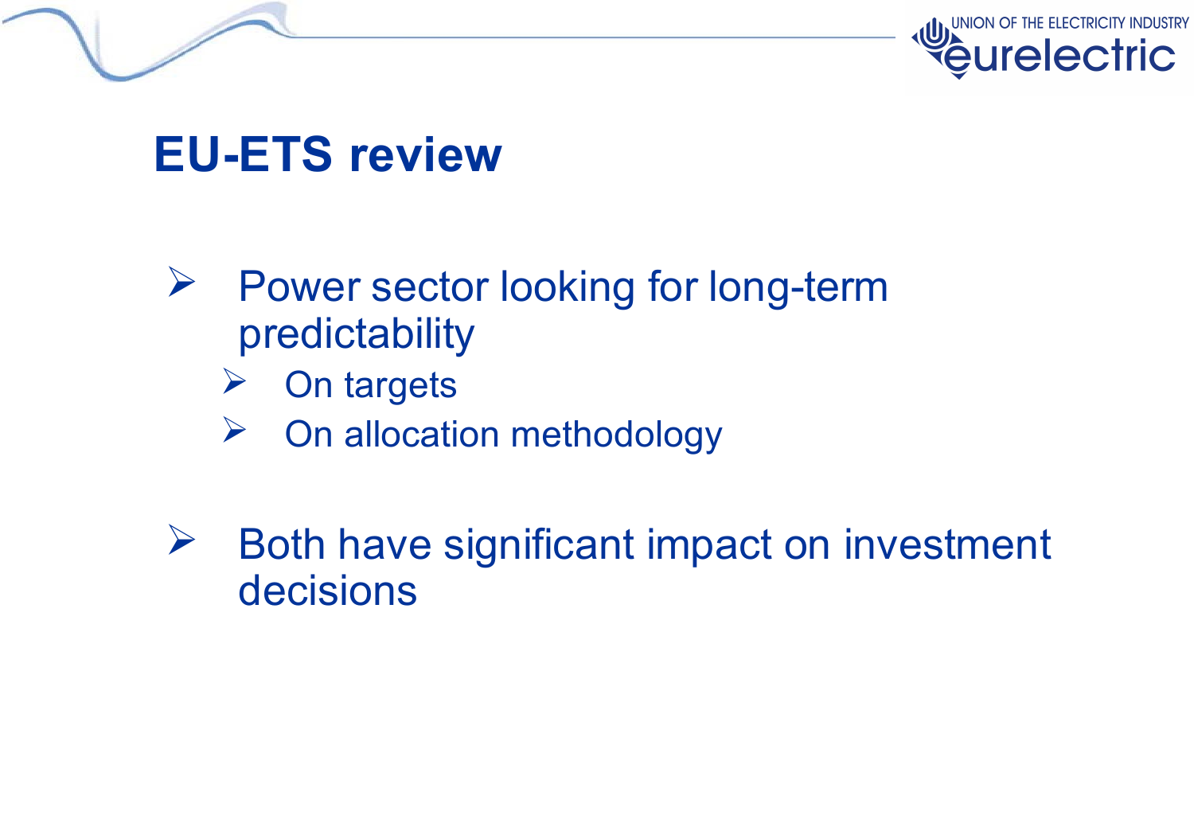# EU-ETS review

- Power sector looking for long-term predictability
  - On targets
  - On allocation methodology

- Both have significant impact on investment decisions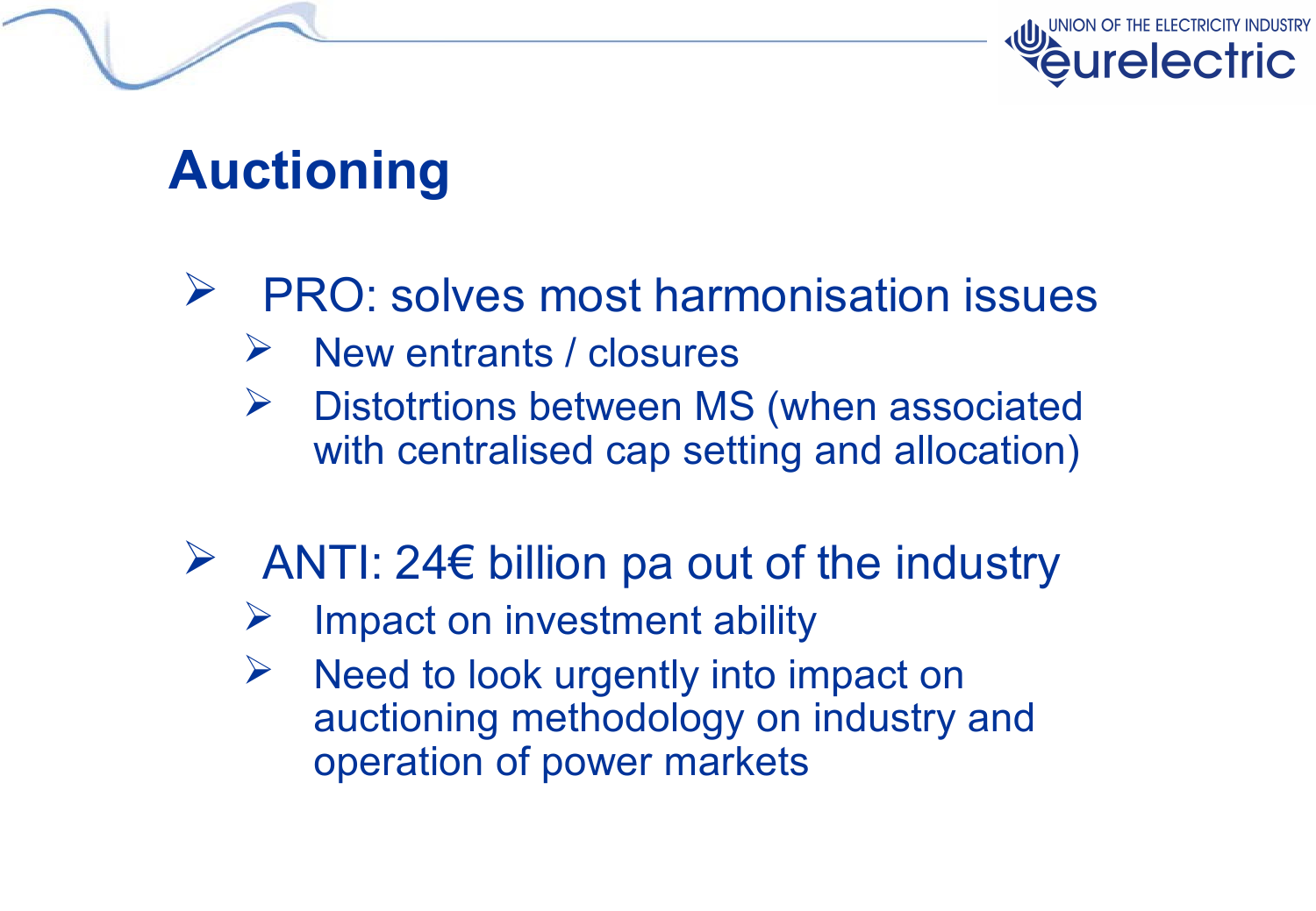# Auctioning

- PRO: solves most harmonisation issues
  - New entrants / closures
  - Distotrtions between MS (when associated with centralised cap setting and allocation)

- ANTI: 24€ billion pa out of the industry
  - Impact on investment ability
  - Need to look urgently into impact on auctioning methodology on industry and operation of power markets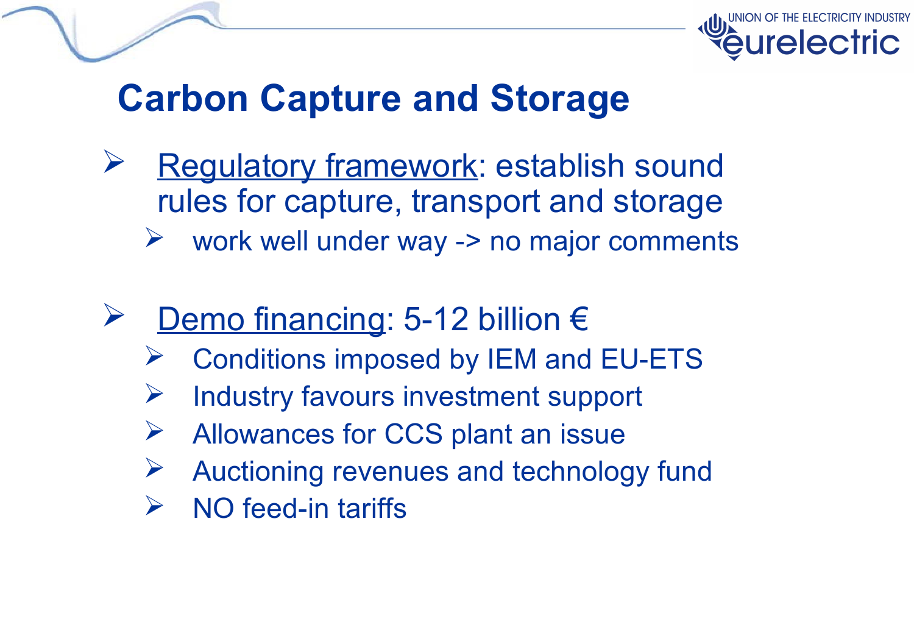# Carbon Capture and Storage

- Regulatory framework: establish sound rules for capture, transport and storage
  - work well under way -> no major comments

- Demo financing: 5-12 billion €
  - Conditions imposed by IEM and EU-ETS
  - Industry favours investment support
  - Allowances for CCS plant an issue
  - Auctioning revenues and technology fund
  - NO feed-in tariffs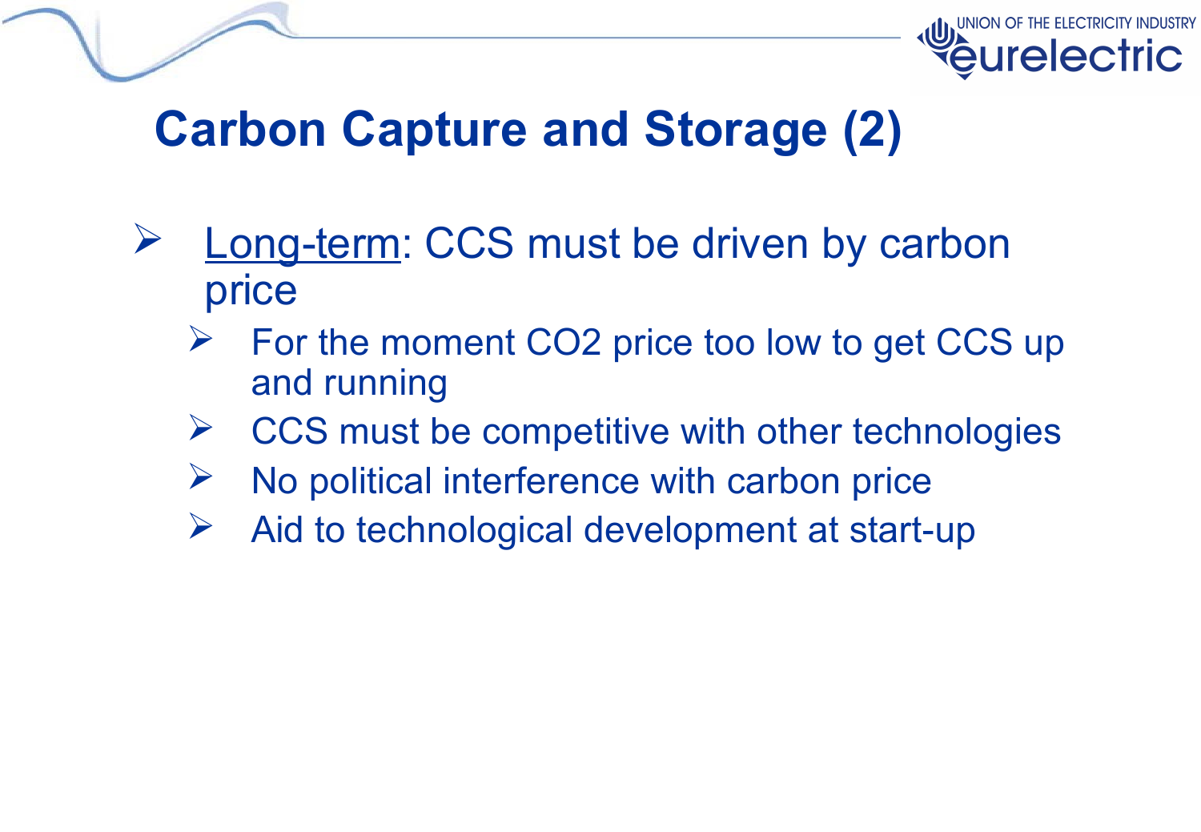# Carbon Capture and Storage (2)

- Long-term: CCS must be driven by carbon price
  - For the moment $CO_2$ price too low to get CCS up and running
  - CCS must be competitive with other technologies
  - No political interference with carbon price
  - Aid to technological development at start-up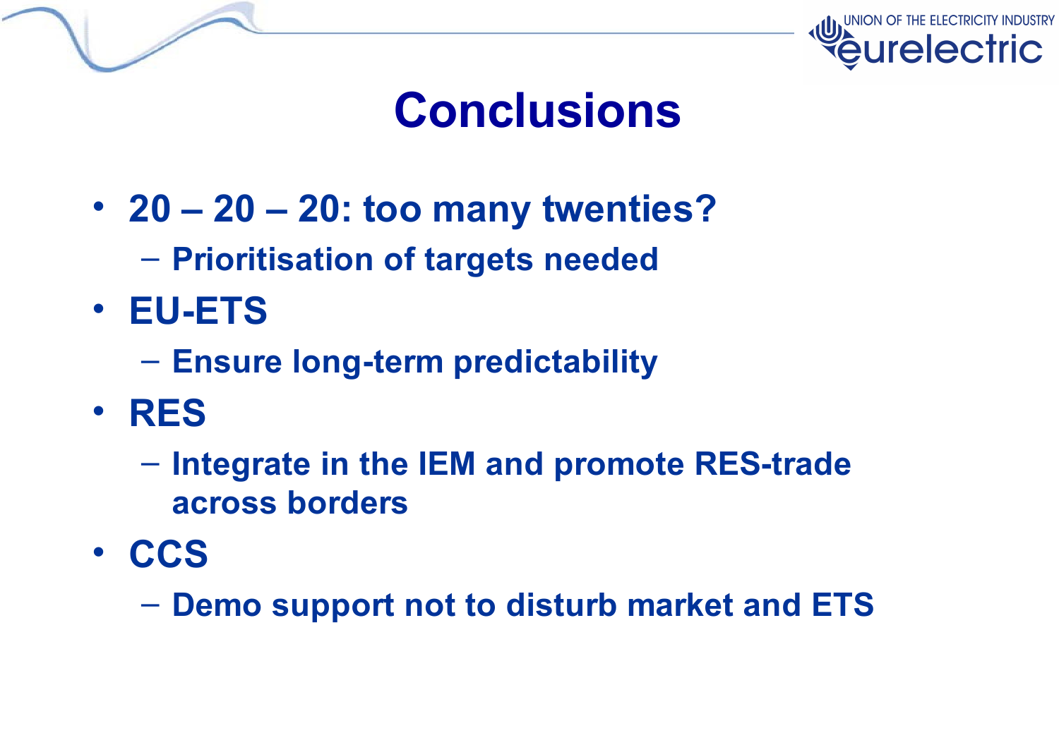# Conclusions

- **20 – 20 – 20: too many twenties?**
  - **Prioritisation of targets needed**
- **EU-ETS**
  - **Ensure long-term predictability**
- **RES**
  - **Integrate in the IEM and promote RES-trade across borders**
- **CCS**
  - **Demo support not to disturb market and ETS**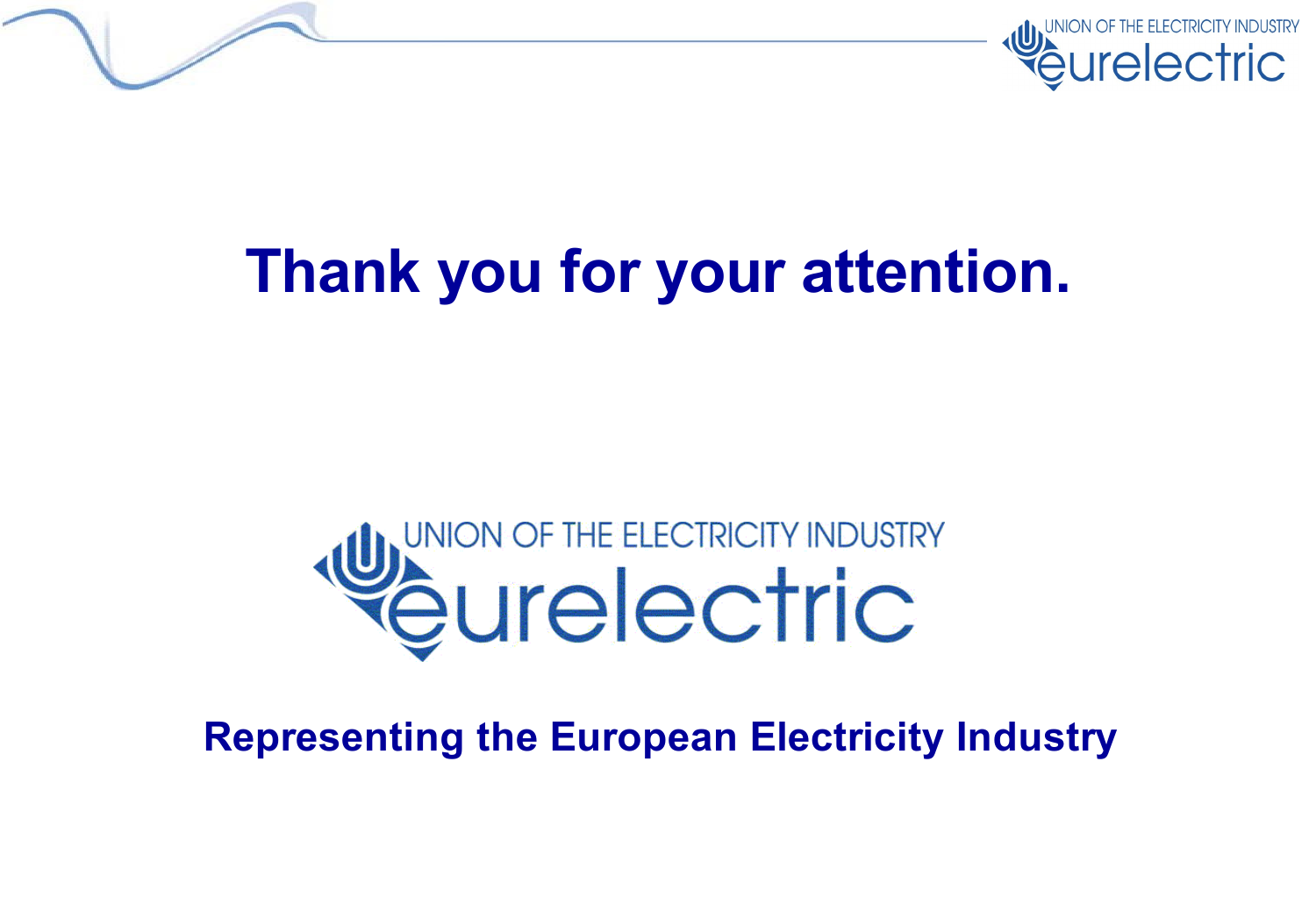# Thank you for your attention.

UNION OF THE ELECTRICITY INDUSTRY

eurelectric

**Representing the European Electricity Industry**